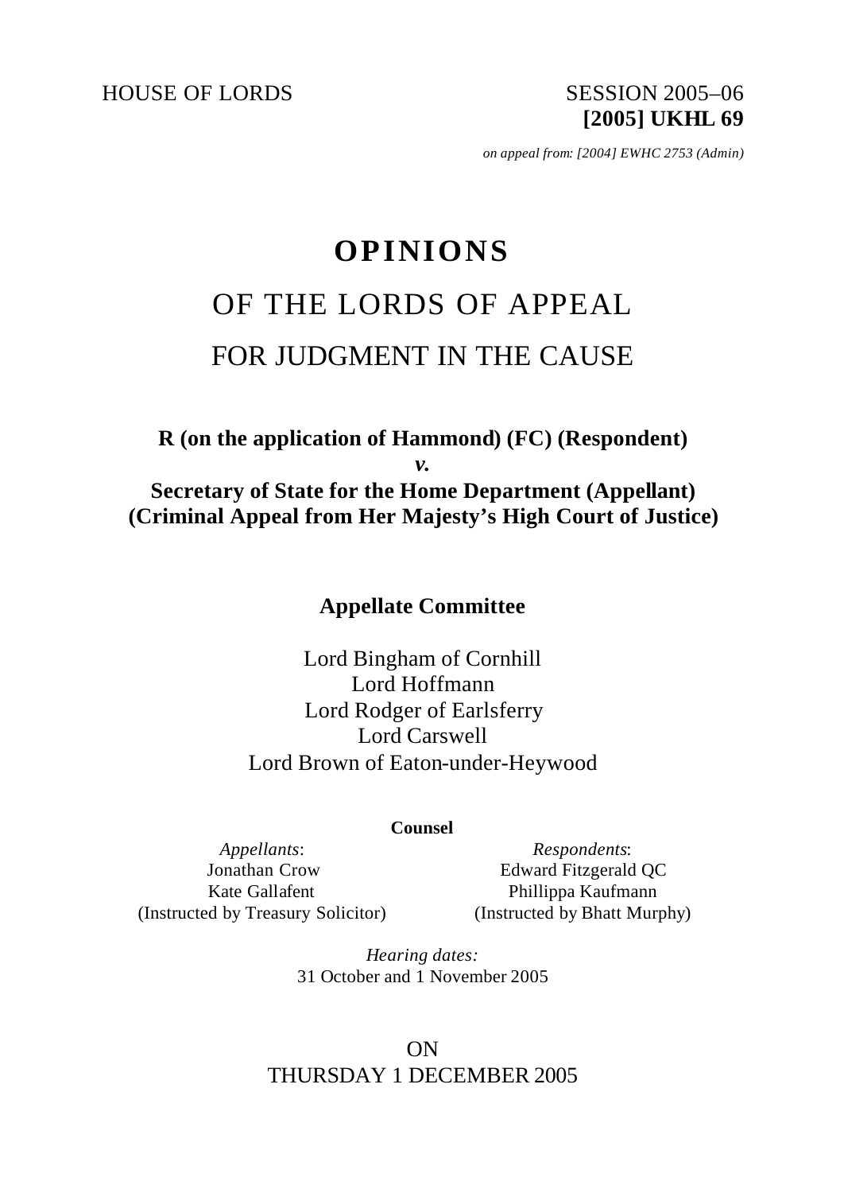HOUSE OF LORDS SESSION 2005–06

**[2005] UKHL 69**

*on appeal from: [2004] EWHC 2753 (Admin)*

# OPINIONS

## OF THE LORDS OF APPEAL

## FOR JUDGMENT IN THE CAUSE

**R (on the application of Hammond) (FC) (Respondent)**

***v.***

**Secretary of State for the Home Department (Appellant)**
**(Criminal Appeal from Her Majesty's High Court of Justice)**

### Appellate Committee

Lord Bingham of Cornhill
Lord Hoffmann
Lord Rodger of Earlsferry
Lord Carswell
Lord Brown of Eaton-under-Heywood

**Counsel**

| *Appellants*: | *Respondents*: |
|---|---|
| Jonathan Crow | Edward Fitzgerald QC |
| Kate Gallafent | Phillippa Kaufmann |
| (Instructed by Treasury Solicitor) | (Instructed by Bhatt Murphy) |

*Hearing dates:*
31 October and 1 November 2005

ON
THURSDAY 1 DECEMBER 2005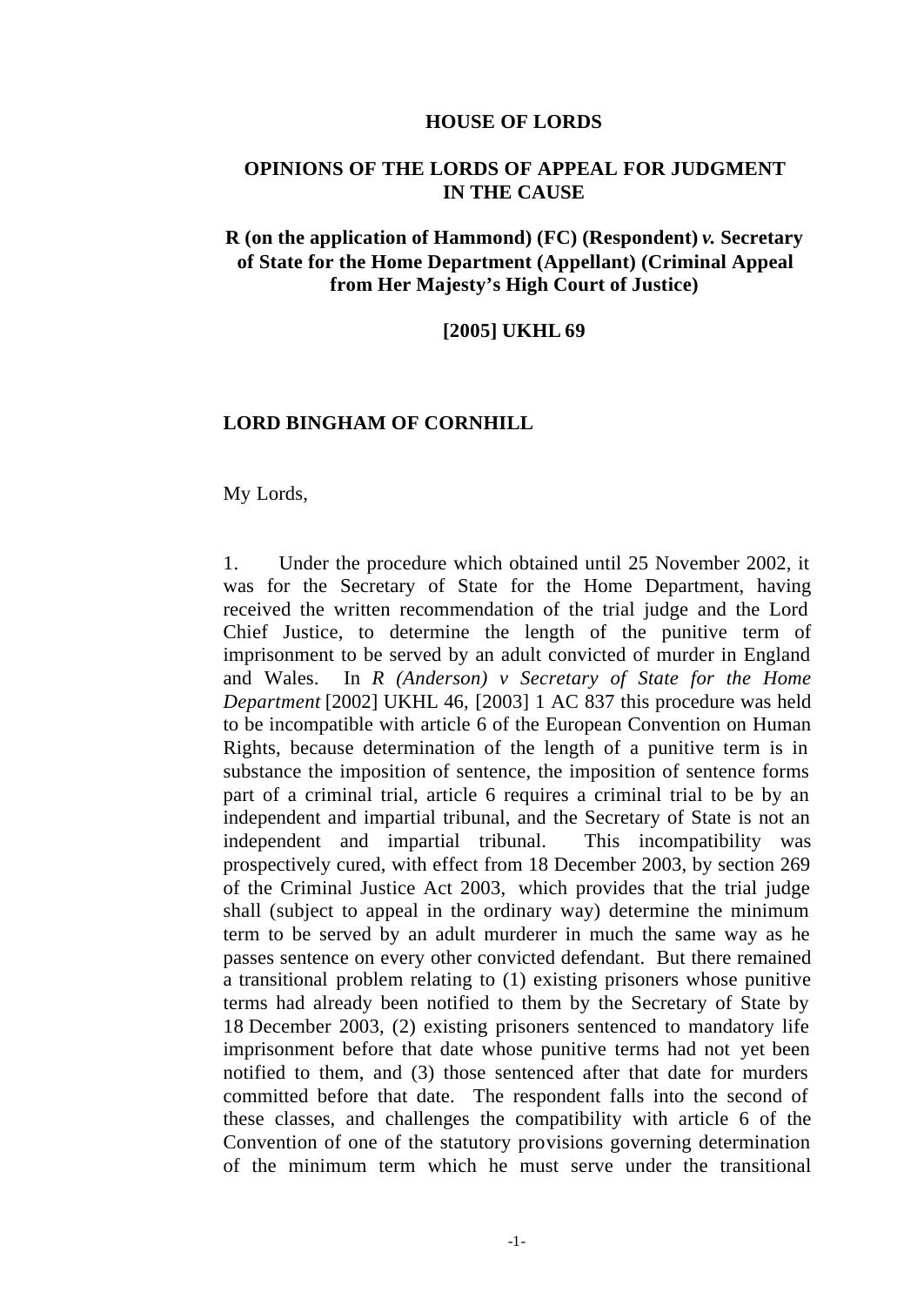**HOUSE OF LORDS**

**OPINIONS OF THE LORDS OF APPEAL FOR JUDGMENT IN THE CAUSE**

**R (on the application of Hammond) (FC) (Respondent) *v.* Secretary of State for the Home Department (Appellant) (Criminal Appeal from Her Majesty's High Court of Justice)**

**[2005] UKHL 69**

**LORD BINGHAM OF CORNHILL**

My Lords,

1. Under the procedure which obtained until 25 November 2002, it was for the Secretary of State for the Home Department, having received the written recommendation of the trial judge and the Lord Chief Justice, to determine the length of the punitive term of imprisonment to be served by an adult convicted of murder in England and Wales. In *R (Anderson) v Secretary of State for the Home Department* [2002] UKHL 46, [2003] 1 AC 837 this procedure was held to be incompatible with article 6 of the European Convention on Human Rights, because determination of the length of a punitive term is in substance the imposition of sentence, the imposition of sentence forms part of a criminal trial, article 6 requires a criminal trial to be by an independent and impartial tribunal, and the Secretary of State is not an independent and impartial tribunal. This incompatibility was prospectively cured, with effect from 18 December 2003, by section 269 of the Criminal Justice Act 2003, which provides that the trial judge shall (subject to appeal in the ordinary way) determine the minimum term to be served by an adult murderer in much the same way as he passes sentence on every other convicted defendant. But there remained a transitional problem relating to (1) existing prisoners whose punitive terms had already been notified to them by the Secretary of State by 18 December 2003, (2) existing prisoners sentenced to mandatory life imprisonment before that date whose punitive terms had not yet been notified to them, and (3) those sentenced after that date for murders committed before that date. The respondent falls into the second of these classes, and challenges the compatibility with article 6 of the Convention of one of the statutory provisions governing determination of the minimum term which he must serve under the transitional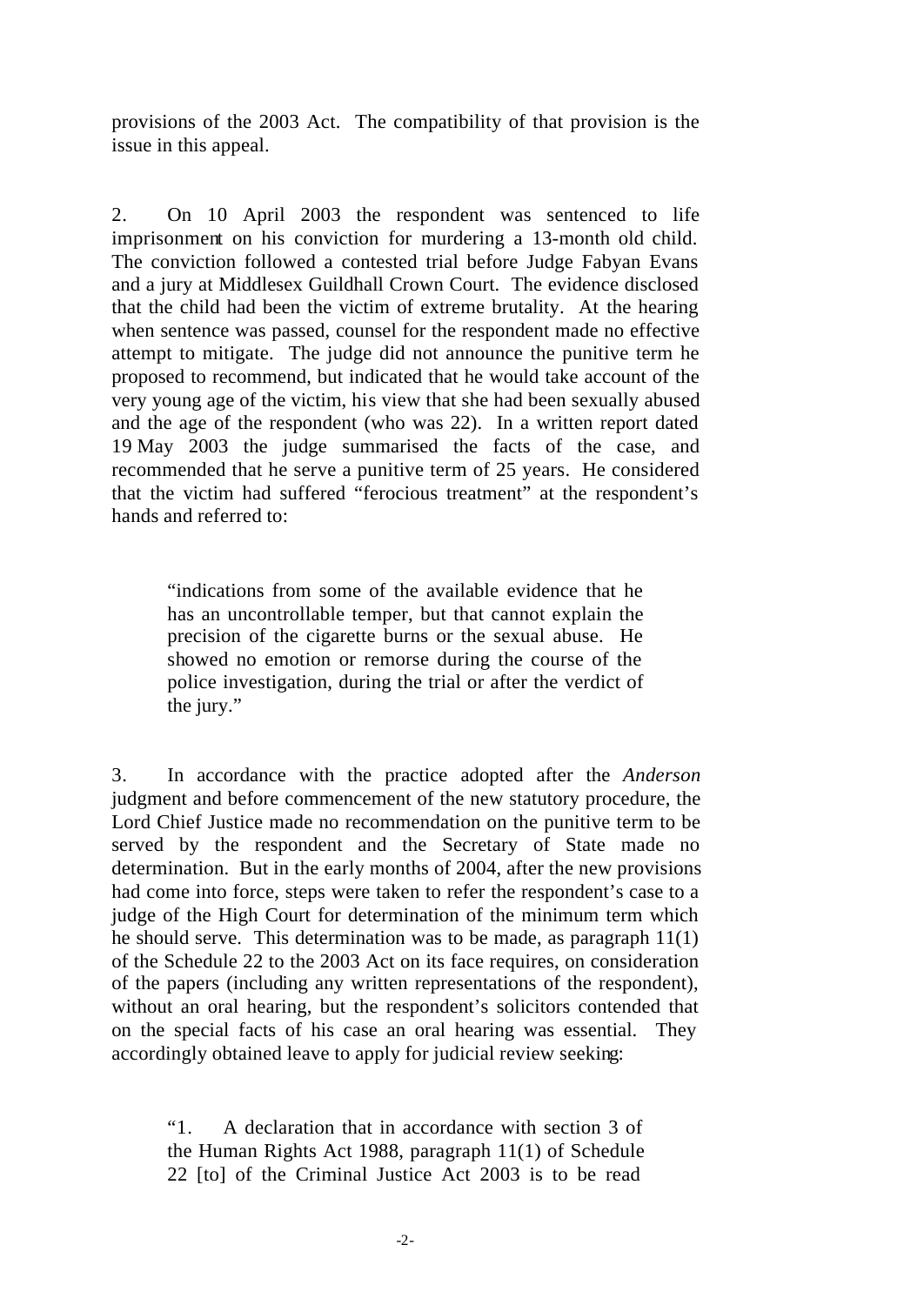provisions of the 2003 Act. The compatibility of that provision is the issue in this appeal.

2. On 10 April 2003 the respondent was sentenced to life imprisonment on his conviction for murdering a 13-month old child. The conviction followed a contested trial before Judge Fabyan Evans and a jury at Middlesex Guildhall Crown Court. The evidence disclosed that the child had been the victim of extreme brutality. At the hearing when sentence was passed, counsel for the respondent made no effective attempt to mitigate. The judge did not announce the punitive term he proposed to recommend, but indicated that he would take account of the very young age of the victim, his view that she had been sexually abused and the age of the respondent (who was 22). In a written report dated 19 May 2003 the judge summarised the facts of the case, and recommended that he serve a punitive term of 25 years. He considered that the victim had suffered "ferocious treatment" at the respondent's hands and referred to:

> "indications from some of the available evidence that he has an uncontrollable temper, but that cannot explain the precision of the cigarette burns or the sexual abuse. He showed no emotion or remorse during the course of the police investigation, during the trial or after the verdict of the jury."

3. In accordance with the practice adopted after the *Anderson* judgment and before commencement of the new statutory procedure, the Lord Chief Justice made no recommendation on the punitive term to be served by the respondent and the Secretary of State made no determination. But in the early months of 2004, after the new provisions had come into force, steps were taken to refer the respondent's case to a judge of the High Court for determination of the minimum term which he should serve. This determination was to be made, as paragraph 11(1) of the Schedule 22 to the 2003 Act on its face requires, on consideration of the papers (including any written representations of the respondent), without an oral hearing, but the respondent's solicitors contended that on the special facts of his case an oral hearing was essential. They accordingly obtained leave to apply for judicial review seeking:

> "1. A declaration that in accordance with section 3 of the Human Rights Act 1988, paragraph 11(1) of Schedule 22 [to] of the Criminal Justice Act 2003 is to be read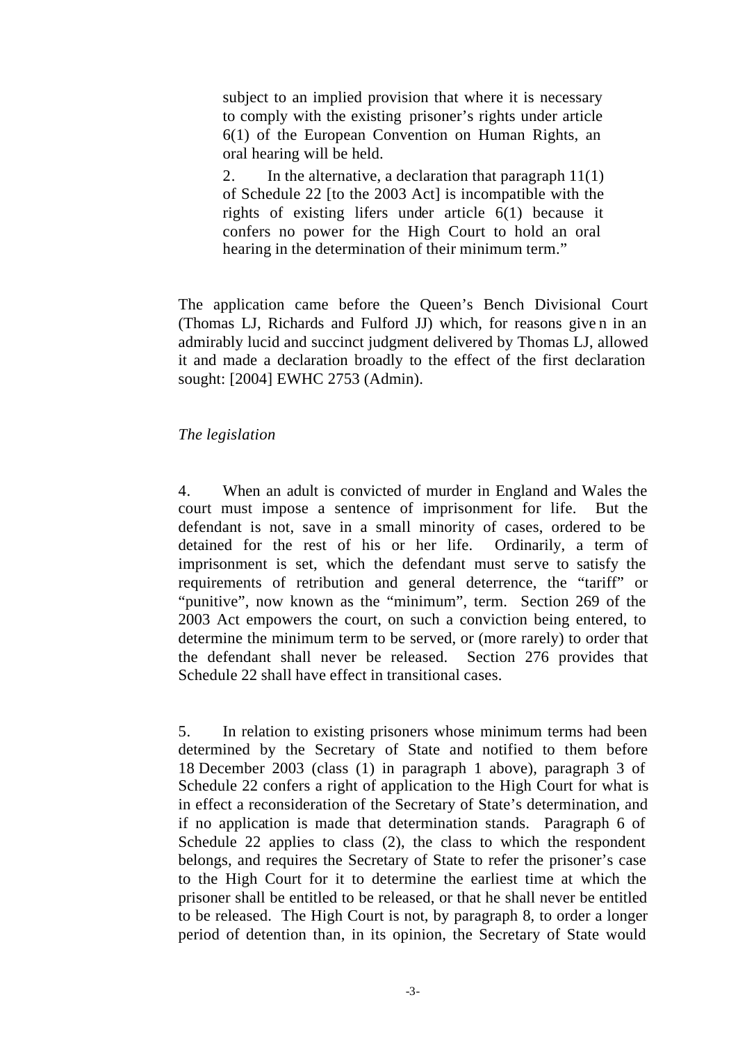> subject to an implied provision that where it is necessary to comply with the existing prisoner's rights under article 6(1) of the European Convention on Human Rights, an oral hearing will be held.
>
> 2. In the alternative, a declaration that paragraph 11(1) of Schedule 22 [to the 2003 Act] is incompatible with the rights of existing lifers under article 6(1) because it confers no power for the High Court to hold an oral hearing in the determination of their minimum term."

The application came before the Queen's Bench Divisional Court (Thomas LJ, Richards and Fulford JJ) which, for reasons given in an admirably lucid and succinct judgment delivered by Thomas LJ, allowed it and made a declaration broadly to the effect of the first declaration sought: [2004] EWHC 2753 (Admin).

*The legislation*

4. When an adult is convicted of murder in England and Wales the court must impose a sentence of imprisonment for life. But the defendant is not, save in a small minority of cases, ordered to be detained for the rest of his or her life. Ordinarily, a term of imprisonment is set, which the defendant must serve to satisfy the requirements of retribution and general deterrence, the "tariff" or "punitive", now known as the "minimum", term. Section 269 of the 2003 Act empowers the court, on such a conviction being entered, to determine the minimum term to be served, or (more rarely) to order that the defendant shall never be released. Section 276 provides that Schedule 22 shall have effect in transitional cases.

5. In relation to existing prisoners whose minimum terms had been determined by the Secretary of State and notified to them before 18 December 2003 (class (1) in paragraph 1 above), paragraph 3 of Schedule 22 confers a right of application to the High Court for what is in effect a reconsideration of the Secretary of State's determination, and if no application is made that determination stands. Paragraph 6 of Schedule 22 applies to class (2), the class to which the respondent belongs, and requires the Secretary of State to refer the prisoner's case to the High Court for it to determine the earliest time at which the prisoner shall be entitled to be released, or that he shall never be entitled to be released. The High Court is not, by paragraph 8, to order a longer period of detention than, in its opinion, the Secretary of State would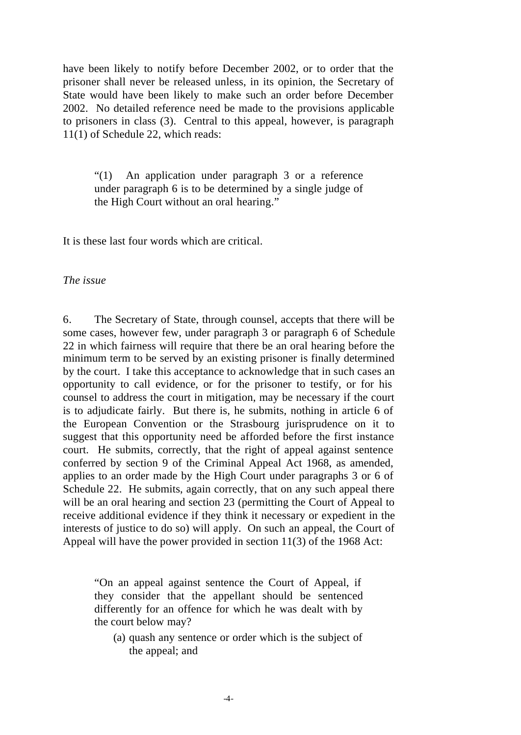have been likely to notify before December 2002, or to order that the prisoner shall never be released unless, in its opinion, the Secretary of State would have been likely to make such an order before December 2002. No detailed reference need be made to the provisions applicable to prisoners in class (3). Central to this appeal, however, is paragraph 11(1) of Schedule 22, which reads:

> "(1) An application under paragraph 3 or a reference under paragraph 6 is to be determined by a single judge of the High Court without an oral hearing."

It is these last four words which are critical.

*The issue*

6. The Secretary of State, through counsel, accepts that there will be some cases, however few, under paragraph 3 or paragraph 6 of Schedule 22 in which fairness will require that there be an oral hearing before the minimum term to be served by an existing prisoner is finally determined by the court. I take this acceptance to acknowledge that in such cases an opportunity to call evidence, or for the prisoner to testify, or for his counsel to address the court in mitigation, may be necessary if the court is to adjudicate fairly. But there is, he submits, nothing in article 6 of the European Convention or the Strasbourg jurisprudence on it to suggest that this opportunity need be afforded before the first instance court. He submits, correctly, that the right of appeal against sentence conferred by section 9 of the Criminal Appeal Act 1968, as amended, applies to an order made by the High Court under paragraphs 3 or 6 of Schedule 22. He submits, again correctly, that on any such appeal there will be an oral hearing and section 23 (permitting the Court of Appeal to receive additional evidence if they think it necessary or expedient in the interests of justice to do so) will apply. On such an appeal, the Court of Appeal will have the power provided in section 11(3) of the 1968 Act:

> "On an appeal against sentence the Court of Appeal, if they consider that the appellant should be sentenced differently for an offence for which he was dealt with by the court below may?
>
> (a) quash any sentence or order which is the subject of the appeal; and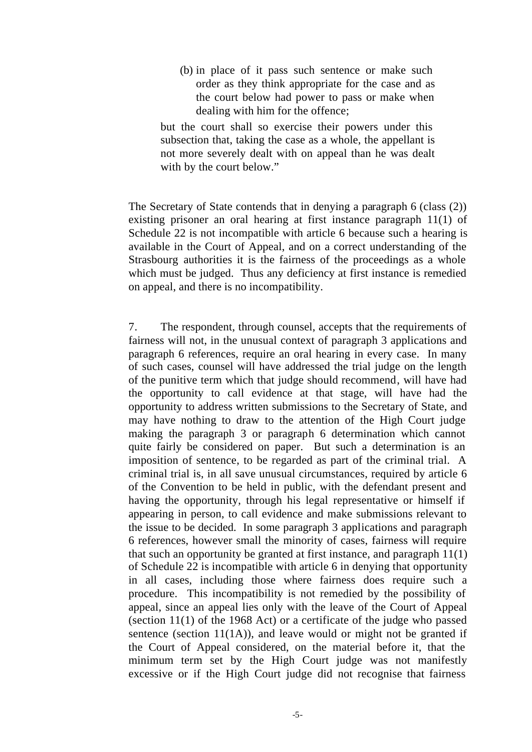> (b) in place of it pass such sentence or make such order as they think appropriate for the case and as the court below had power to pass or make when dealing with him for the offence;
>
> but the court shall so exercise their powers under this subsection that, taking the case as a whole, the appellant is not more severely dealt with on appeal than he was dealt with by the court below."

The Secretary of State contends that in denying a paragraph 6 (class (2)) existing prisoner an oral hearing at first instance paragraph 11(1) of Schedule 22 is not incompatible with article 6 because such a hearing is available in the Court of Appeal, and on a correct understanding of the Strasbourg authorities it is the fairness of the proceedings as a whole which must be judged. Thus any deficiency at first instance is remedied on appeal, and there is no incompatibility.

7. The respondent, through counsel, accepts that the requirements of fairness will not, in the unusual context of paragraph 3 applications and paragraph 6 references, require an oral hearing in every case. In many of such cases, counsel will have addressed the trial judge on the length of the punitive term which that judge should recommend, will have had the opportunity to call evidence at that stage, will have had the opportunity to address written submissions to the Secretary of State, and may have nothing to draw to the attention of the High Court judge making the paragraph 3 or paragraph 6 determination which cannot quite fairly be considered on paper. But such a determination is an imposition of sentence, to be regarded as part of the criminal trial. A criminal trial is, in all save unusual circumstances, required by article 6 of the Convention to be held in public, with the defendant present and having the opportunity, through his legal representative or himself if appearing in person, to call evidence and make submissions relevant to the issue to be decided. In some paragraph 3 applications and paragraph 6 references, however small the minority of cases, fairness will require that such an opportunity be granted at first instance, and paragraph 11(1) of Schedule 22 is incompatible with article 6 in denying that opportunity in all cases, including those where fairness does require such a procedure. This incompatibility is not remedied by the possibility of appeal, since an appeal lies only with the leave of the Court of Appeal (section 11(1) of the 1968 Act) or a certificate of the judge who passed sentence (section 11(1A)), and leave would or might not be granted if the Court of Appeal considered, on the material before it, that the minimum term set by the High Court judge was not manifestly excessive or if the High Court judge did not recognise that fairness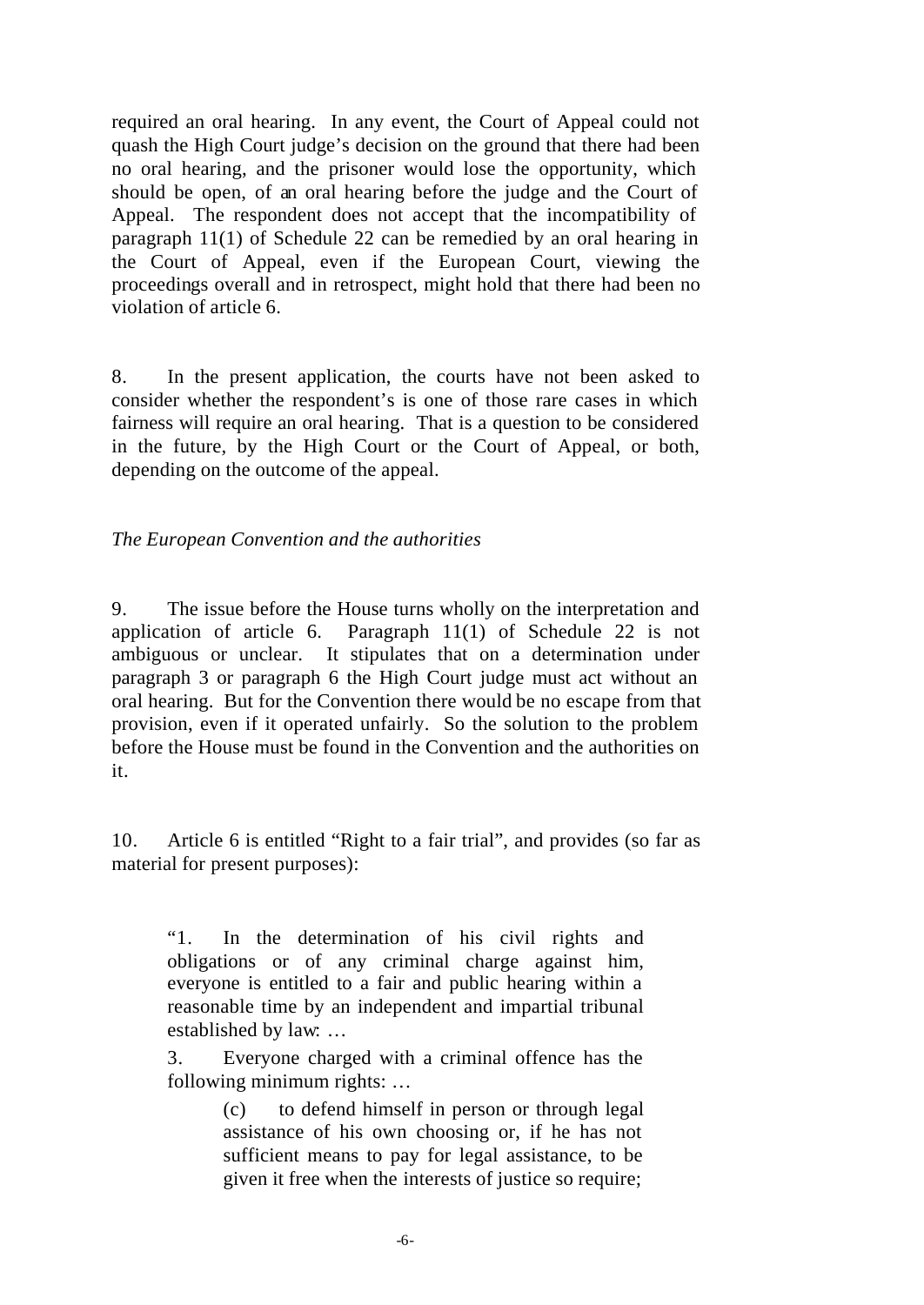required an oral hearing. In any event, the Court of Appeal could not quash the High Court judge's decision on the ground that there had been no oral hearing, and the prisoner would lose the opportunity, which should be open, of an oral hearing before the judge and the Court of Appeal. The respondent does not accept that the incompatibility of paragraph 11(1) of Schedule 22 can be remedied by an oral hearing in the Court of Appeal, even if the European Court, viewing the proceedings overall and in retrospect, might hold that there had been no violation of article 6.

8. In the present application, the courts have not been asked to consider whether the respondent's is one of those rare cases in which fairness will require an oral hearing. That is a question to be considered in the future, by the High Court or the Court of Appeal, or both, depending on the outcome of the appeal.

*The European Convention and the authorities*

9. The issue before the House turns wholly on the interpretation and application of article 6. Paragraph 11(1) of Schedule 22 is not ambiguous or unclear. It stipulates that on a determination under paragraph 3 or paragraph 6 the High Court judge must act without an oral hearing. But for the Convention there would be no escape from that provision, even if it operated unfairly. So the solution to the problem before the House must be found in the Convention and the authorities on it.

10. Article 6 is entitled "Right to a fair trial", and provides (so far as material for present purposes):

> "1. In the determination of his civil rights and obligations or of any criminal charge against him, everyone is entitled to a fair and public hearing within a reasonable time by an independent and impartial tribunal established by law: …
>
> 3. Everyone charged with a criminal offence has the following minimum rights: …
>
> > (c) to defend himself in person or through legal assistance of his own choosing or, if he has not sufficient means to pay for legal assistance, to be given it free when the interests of justice so require;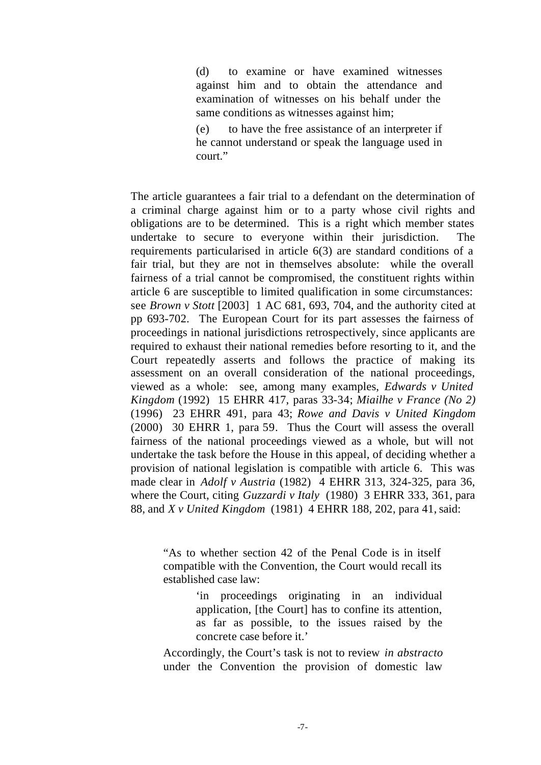> (d) to examine or have examined witnesses against him and to obtain the attendance and examination of witnesses on his behalf under the same conditions as witnesses against him;
>
> (e) to have the free assistance of an interpreter if he cannot understand or speak the language used in court."

The article guarantees a fair trial to a defendant on the determination of a criminal charge against him or to a party whose civil rights and obligations are to be determined. This is a right which member states undertake to secure to everyone within their jurisdiction. The requirements particularised in article 6(3) are standard conditions of a fair trial, but they are not in themselves absolute: while the overall fairness of a trial cannot be compromised, the constituent rights within article 6 are susceptible to limited qualification in some circumstances: see *Brown v Stott* [2003] 1 AC 681, 693, 704, and the authority cited at pp 693-702. The European Court for its part assesses the fairness of proceedings in national jurisdictions retrospectively, since applicants are required to exhaust their national remedies before resorting to it, and the Court repeatedly asserts and follows the practice of making its assessment on an overall consideration of the national proceedings, viewed as a whole: see, among many examples, *Edwards v United Kingdom* (1992) 15 EHRR 417, paras 33-34; *Miailhe v France (No 2)* (1996) 23 EHRR 491, para 43; *Rowe and Davis v United Kingdom* (2000) 30 EHRR 1, para 59. Thus the Court will assess the overall fairness of the national proceedings viewed as a whole, but will not undertake the task before the House in this appeal, of deciding whether a provision of national legislation is compatible with article 6. This was made clear in *Adolf v Austria* (1982) 4 EHRR 313, 324-325, para 36, where the Court, citing *Guzzardi v Italy* (1980) 3 EHRR 333, 361, para 88, and *X v United Kingdom* (1981) 4 EHRR 188, 202, para 41, said:

> "As to whether section 42 of the Penal Code is in itself compatible with the Convention, the Court would recall its established case law:
>
> > 'in proceedings originating in an individual application, [the Court] has to confine its attention, as far as possible, to the issues raised by the concrete case before it.'
>
> Accordingly, the Court's task is not to review *in abstracto* under the Convention the provision of domestic law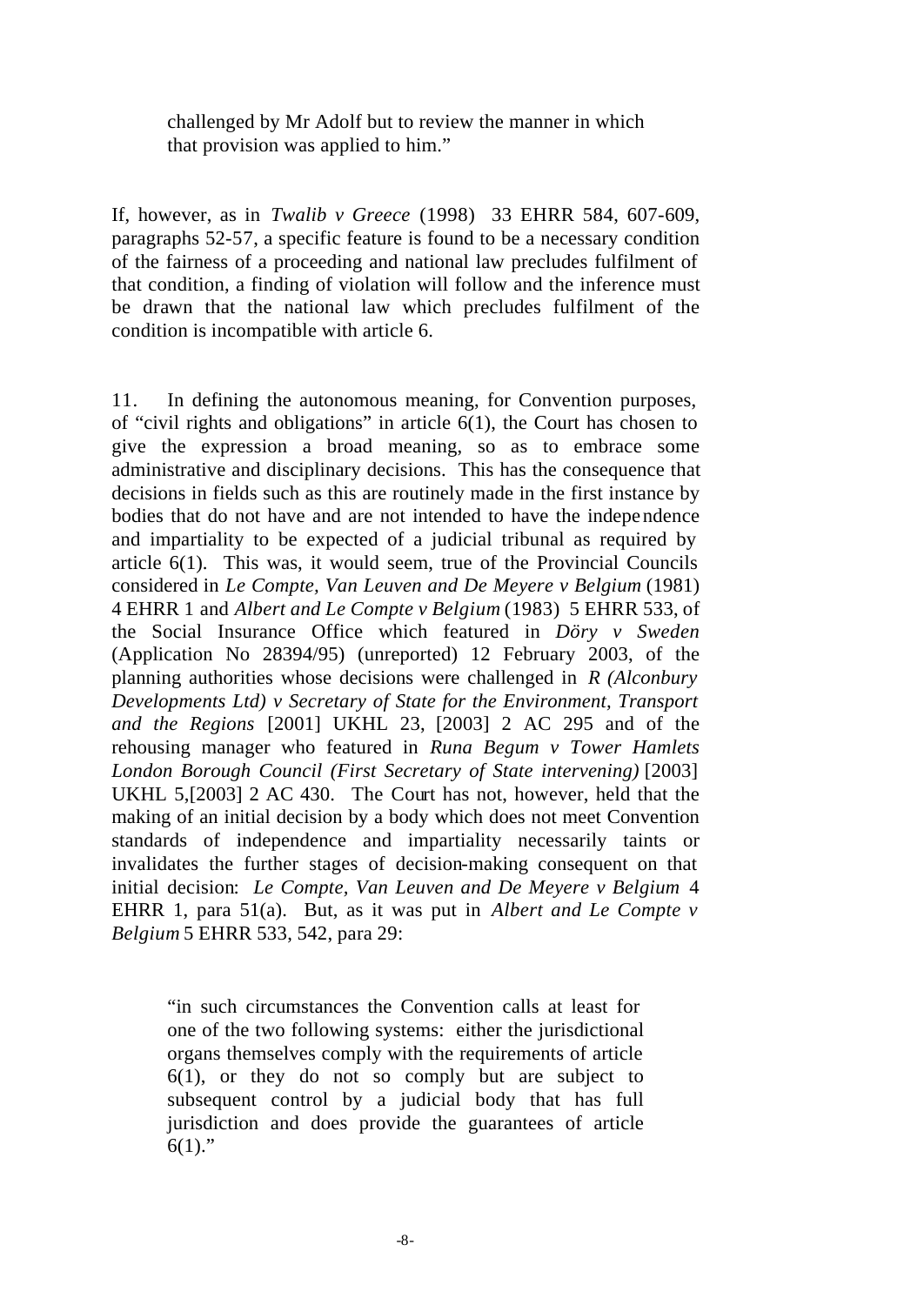> challenged by Mr Adolf but to review the manner in which that provision was applied to him."

If, however, as in *Twalib v Greece* (1998) 33 EHRR 584, 607-609, paragraphs 52-57, a specific feature is found to be a necessary condition of the fairness of a proceeding and national law precludes fulfilment of that condition, a finding of violation will follow and the inference must be drawn that the national law which precludes fulfilment of the condition is incompatible with article 6.

11. In defining the autonomous meaning, for Convention purposes, of "civil rights and obligations" in article 6(1), the Court has chosen to give the expression a broad meaning, so as to embrace some administrative and disciplinary decisions. This has the consequence that decisions in fields such as this are routinely made in the first instance by bodies that do not have and are not intended to have the independence and impartiality to be expected of a judicial tribunal as required by article 6(1). This was, it would seem, true of the Provincial Councils considered in *Le Compte, Van Leuven and De Meyere v Belgium* (1981) 4 EHRR 1 and *Albert and Le Compte v Belgium* (1983) 5 EHRR 533, of the Social Insurance Office which featured in *Döry v Sweden* (Application No 28394/95) (unreported) 12 February 2003, of the planning authorities whose decisions were challenged in *R (Alconbury Developments Ltd) v Secretary of State for the Environment, Transport and the Regions* [2001] UKHL 23, [2003] 2 AC 295 and of the rehousing manager who featured in *Runa Begum v Tower Hamlets London Borough Council (First Secretary of State intervening)* [2003] UKHL 5,[2003] 2 AC 430. The Court has not, however, held that the making of an initial decision by a body which does not meet Convention standards of independence and impartiality necessarily taints or invalidates the further stages of decision-making consequent on that initial decision: *Le Compte, Van Leuven and De Meyere v Belgium* 4 EHRR 1, para 51(a). But, as it was put in *Albert and Le Compte v Belgium* 5 EHRR 533, 542, para 29:

> "in such circumstances the Convention calls at least for one of the two following systems: either the jurisdictional organs themselves comply with the requirements of article 6(1), or they do not so comply but are subject to subsequent control by a judicial body that has full jurisdiction and does provide the guarantees of article 6(1)."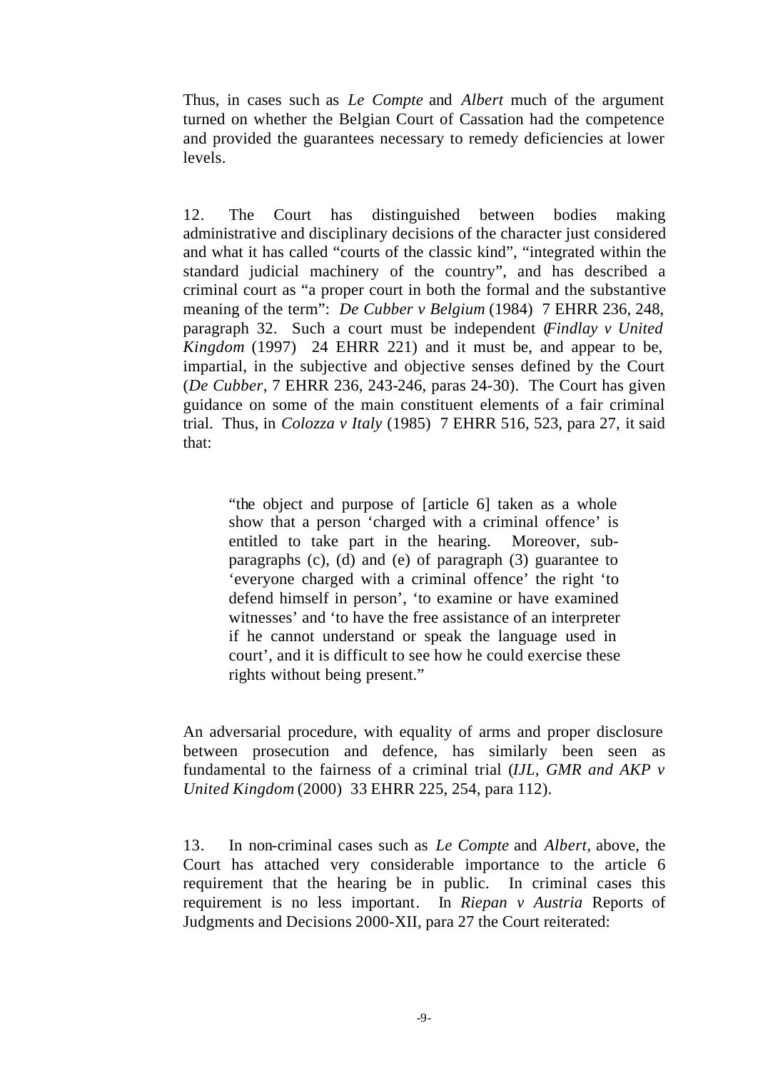Thus, in cases such as *Le Compte* and *Albert* much of the argument turned on whether the Belgian Court of Cassation had the competence and provided the guarantees necessary to remedy deficiencies at lower levels.

12. The Court has distinguished between bodies making administrative and disciplinary decisions of the character just considered and what it has called "courts of the classic kind", "integrated within the standard judicial machinery of the country", and has described a criminal court as "a proper court in both the formal and the substantive meaning of the term": *De Cubber v Belgium* (1984) 7 EHRR 236, 248, paragraph 32. Such a court must be independent (*Findlay v United Kingdom* (1997) 24 EHRR 221) and it must be, and appear to be, impartial, in the subjective and objective senses defined by the Court (*De Cubber*, 7 EHRR 236, 243-246, paras 24-30). The Court has given guidance on some of the main constituent elements of a fair criminal trial. Thus, in *Colozza v Italy* (1985) 7 EHRR 516, 523, para 27, it said that:

> "the object and purpose of [article 6] taken as a whole show that a person 'charged with a criminal offence' is entitled to take part in the hearing. Moreover, sub-paragraphs (c), (d) and (e) of paragraph (3) guarantee to 'everyone charged with a criminal offence' the right 'to defend himself in person', 'to examine or have examined witnesses' and 'to have the free assistance of an interpreter if he cannot understand or speak the language used in court', and it is difficult to see how he could exercise these rights without being present."

An adversarial procedure, with equality of arms and proper disclosure between prosecution and defence, has similarly been seen as fundamental to the fairness of a criminal trial (*IJL, GMR and AKP v United Kingdom* (2000) 33 EHRR 225, 254, para 112).

13. In non-criminal cases such as *Le Compte* and *Albert*, above, the Court has attached very considerable importance to the article 6 requirement that the hearing be in public. In criminal cases this requirement is no less important. In *Riepan v Austria* Reports of Judgments and Decisions 2000-XII, para 27 the Court reiterated: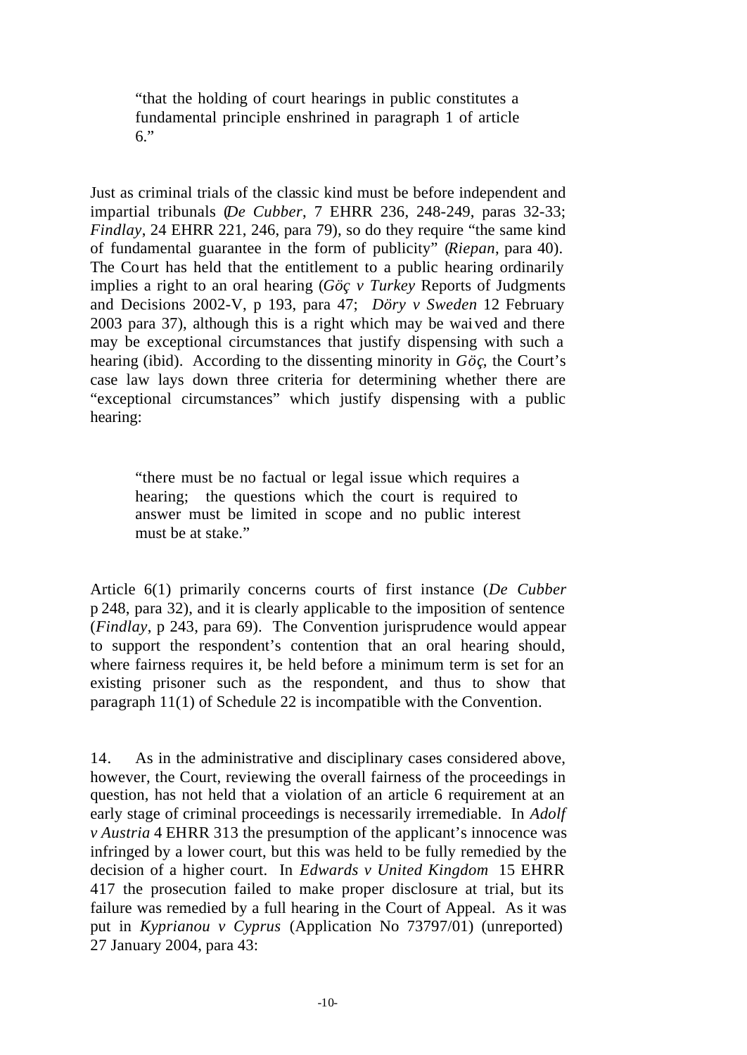> "that the holding of court hearings in public constitutes a fundamental principle enshrined in paragraph 1 of article 6."

Just as criminal trials of the classic kind must be before independent and impartial tribunals (*De Cubber*, 7 EHRR 236, 248-249, paras 32-33; *Findlay*, 24 EHRR 221, 246, para 79), so do they require "the same kind of fundamental guarantee in the form of publicity" (*Riepan*, para 40). The Court has held that the entitlement to a public hearing ordinarily implies a right to an oral hearing (*Göç v Turkey* Reports of Judgments and Decisions 2002-V, p 193, para 47; *Döry v Sweden* 12 February 2003 para 37), although this is a right which may be waived and there may be exceptional circumstances that justify dispensing with such a hearing (ibid). According to the dissenting minority in *Göç*, the Court's case law lays down three criteria for determining whether there are "exceptional circumstances" which justify dispensing with a public hearing:

> "there must be no factual or legal issue which requires a hearing; the questions which the court is required to answer must be limited in scope and no public interest must be at stake."

Article 6(1) primarily concerns courts of first instance (*De Cubber* p 248, para 32), and it is clearly applicable to the imposition of sentence (*Findlay*, p 243, para 69). The Convention jurisprudence would appear to support the respondent's contention that an oral hearing should, where fairness requires it, be held before a minimum term is set for an existing prisoner such as the respondent, and thus to show that paragraph 11(1) of Schedule 22 is incompatible with the Convention.

14. As in the administrative and disciplinary cases considered above, however, the Court, reviewing the overall fairness of the proceedings in question, has not held that a violation of an article 6 requirement at an early stage of criminal proceedings is necessarily irremediable. In *Adolf v Austria* 4 EHRR 313 the presumption of the applicant's innocence was infringed by a lower court, but this was held to be fully remedied by the decision of a higher court. In *Edwards v United Kingdom* 15 EHRR 417 the prosecution failed to make proper disclosure at trial, but its failure was remedied by a full hearing in the Court of Appeal. As it was put in *Kyprianou v Cyprus* (Application No 73797/01) (unreported) 27 January 2004, para 43: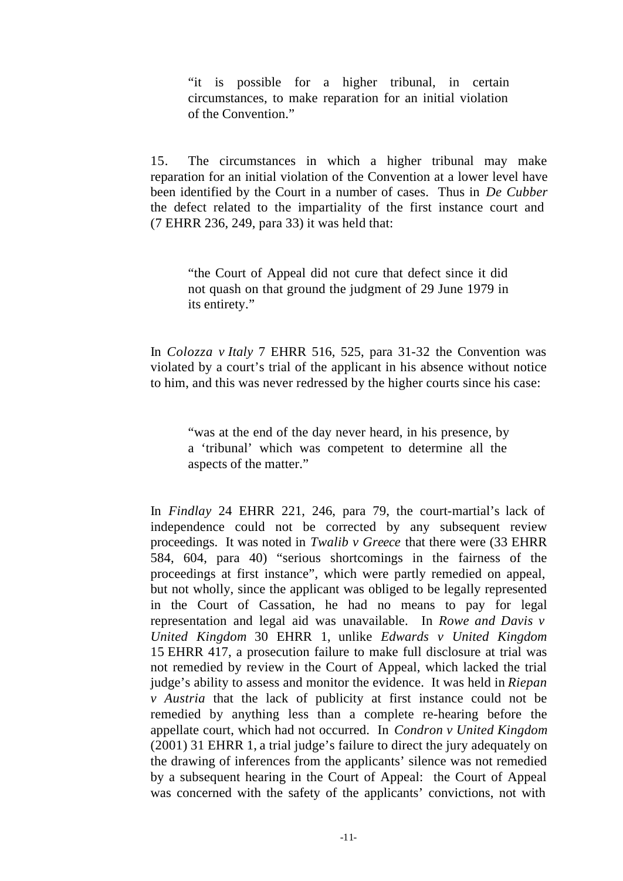> "it is possible for a higher tribunal, in certain circumstances, to make reparation for an initial violation of the Convention."

15. The circumstances in which a higher tribunal may make reparation for an initial violation of the Convention at a lower level have been identified by the Court in a number of cases. Thus in *De Cubber* the defect related to the impartiality of the first instance court and (7 EHRR 236, 249, para 33) it was held that:

> "the Court of Appeal did not cure that defect since it did not quash on that ground the judgment of 29 June 1979 in its entirety."

In *Colozza v Italy* 7 EHRR 516, 525, para 31-32 the Convention was violated by a court's trial of the applicant in his absence without notice to him, and this was never redressed by the higher courts since his case:

> "was at the end of the day never heard, in his presence, by a 'tribunal' which was competent to determine all the aspects of the matter."

In *Findlay* 24 EHRR 221, 246, para 79, the court-martial's lack of independence could not be corrected by any subsequent review proceedings. It was noted in *Twalib v Greece* that there were (33 EHRR 584, 604, para 40) "serious shortcomings in the fairness of the proceedings at first instance", which were partly remedied on appeal, but not wholly, since the applicant was obliged to be legally represented in the Court of Cassation, he had no means to pay for legal representation and legal aid was unavailable. In *Rowe and Davis v United Kingdom* 30 EHRR 1, unlike *Edwards v United Kingdom* 15 EHRR 417, a prosecution failure to make full disclosure at trial was not remedied by review in the Court of Appeal, which lacked the trial judge's ability to assess and monitor the evidence. It was held in *Riepan v Austria* that the lack of publicity at first instance could not be remedied by anything less than a complete re-hearing before the appellate court, which had not occurred. In *Condron v United Kingdom* (2001) 31 EHRR 1, a trial judge's failure to direct the jury adequately on the drawing of inferences from the applicants' silence was not remedied by a subsequent hearing in the Court of Appeal: the Court of Appeal was concerned with the safety of the applicants' convictions, not with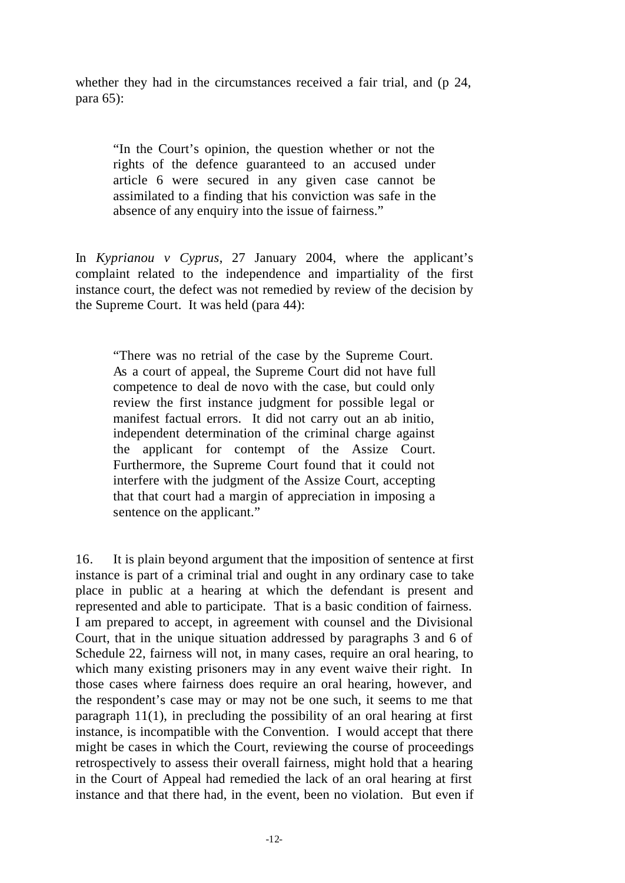whether they had in the circumstances received a fair trial, and (p 24, para 65):

> "In the Court's opinion, the question whether or not the rights of the defence guaranteed to an accused under article 6 were secured in any given case cannot be assimilated to a finding that his conviction was safe in the absence of any enquiry into the issue of fairness."

In *Kyprianou v Cyprus*, 27 January 2004, where the applicant's complaint related to the independence and impartiality of the first instance court, the defect was not remedied by review of the decision by the Supreme Court. It was held (para 44):

> "There was no retrial of the case by the Supreme Court. As a court of appeal, the Supreme Court did not have full competence to deal de novo with the case, but could only review the first instance judgment for possible legal or manifest factual errors. It did not carry out an ab initio, independent determination of the criminal charge against the applicant for contempt of the Assize Court. Furthermore, the Supreme Court found that it could not interfere with the judgment of the Assize Court, accepting that that court had a margin of appreciation in imposing a sentence on the applicant."

16. It is plain beyond argument that the imposition of sentence at first instance is part of a criminal trial and ought in any ordinary case to take place in public at a hearing at which the defendant is present and represented and able to participate. That is a basic condition of fairness. I am prepared to accept, in agreement with counsel and the Divisional Court, that in the unique situation addressed by paragraphs 3 and 6 of Schedule 22, fairness will not, in many cases, require an oral hearing, to which many existing prisoners may in any event waive their right. In those cases where fairness does require an oral hearing, however, and the respondent's case may or may not be one such, it seems to me that paragraph 11(1), in precluding the possibility of an oral hearing at first instance, is incompatible with the Convention. I would accept that there might be cases in which the Court, reviewing the course of proceedings retrospectively to assess their overall fairness, might hold that a hearing in the Court of Appeal had remedied the lack of an oral hearing at first instance and that there had, in the event, been no violation. But even if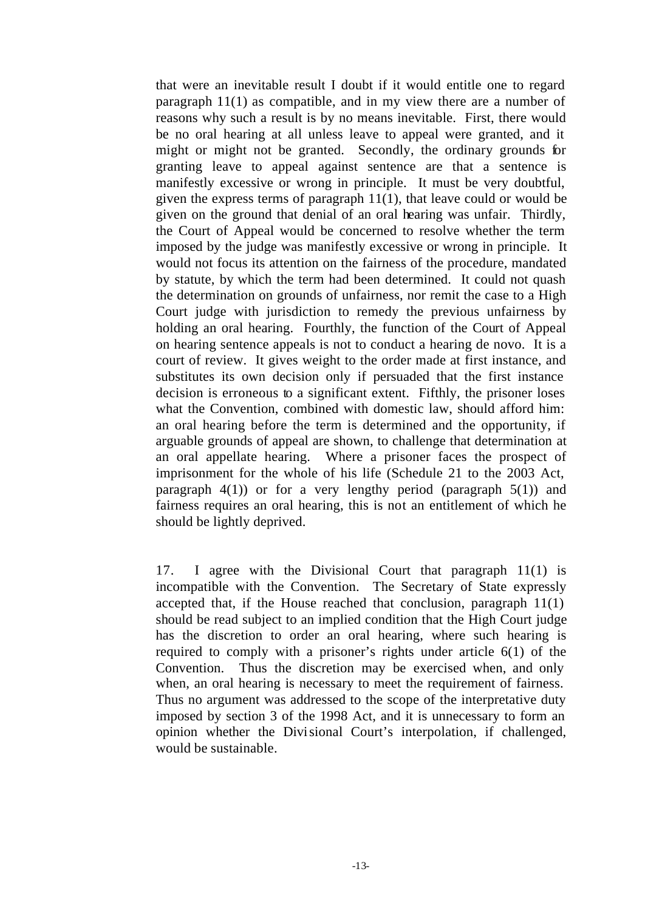that were an inevitable result I doubt if it would entitle one to regard paragraph 11(1) as compatible, and in my view there are a number of reasons why such a result is by no means inevitable. First, there would be no oral hearing at all unless leave to appeal were granted, and it might or might not be granted. Secondly, the ordinary grounds for granting leave to appeal against sentence are that a sentence is manifestly excessive or wrong in principle. It must be very doubtful, given the express terms of paragraph 11(1), that leave could or would be given on the ground that denial of an oral hearing was unfair. Thirdly, the Court of Appeal would be concerned to resolve whether the term imposed by the judge was manifestly excessive or wrong in principle. It would not focus its attention on the fairness of the procedure, mandated by statute, by which the term had been determined. It could not quash the determination on grounds of unfairness, nor remit the case to a High Court judge with jurisdiction to remedy the previous unfairness by holding an oral hearing. Fourthly, the function of the Court of Appeal on hearing sentence appeals is not to conduct a hearing de novo. It is a court of review. It gives weight to the order made at first instance, and substitutes its own decision only if persuaded that the first instance decision is erroneous to a significant extent. Fifthly, the prisoner loses what the Convention, combined with domestic law, should afford him: an oral hearing before the term is determined and the opportunity, if arguable grounds of appeal are shown, to challenge that determination at an oral appellate hearing. Where a prisoner faces the prospect of imprisonment for the whole of his life (Schedule 21 to the 2003 Act, paragraph 4(1)) or for a very lengthy period (paragraph 5(1)) and fairness requires an oral hearing, this is not an entitlement of which he should be lightly deprived.

17. I agree with the Divisional Court that paragraph 11(1) is incompatible with the Convention. The Secretary of State expressly accepted that, if the House reached that conclusion, paragraph 11(1) should be read subject to an implied condition that the High Court judge has the discretion to order an oral hearing, where such hearing is required to comply with a prisoner's rights under article 6(1) of the Convention. Thus the discretion may be exercised when, and only when, an oral hearing is necessary to meet the requirement of fairness. Thus no argument was addressed to the scope of the interpretative duty imposed by section 3 of the 1998 Act, and it is unnecessary to form an opinion whether the Divisional Court's interpolation, if challenged, would be sustainable.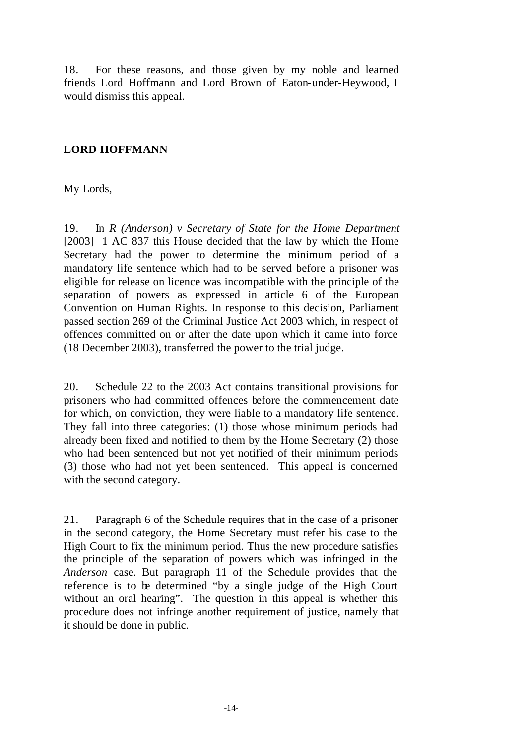18. For these reasons, and those given by my noble and learned friends Lord Hoffmann and Lord Brown of Eaton-under-Heywood, I would dismiss this appeal.

**LORD HOFFMANN**

My Lords,

19. In *R (Anderson) v Secretary of State for the Home Department* [2003] 1 AC 837 this House decided that the law by which the Home Secretary had the power to determine the minimum period of a mandatory life sentence which had to be served before a prisoner was eligible for release on licence was incompatible with the principle of the separation of powers as expressed in article 6 of the European Convention on Human Rights. In response to this decision, Parliament passed section 269 of the Criminal Justice Act 2003 which, in respect of offences committed on or after the date upon which it came into force (18 December 2003), transferred the power to the trial judge.

20. Schedule 22 to the 2003 Act contains transitional provisions for prisoners who had committed offences before the commencement date for which, on conviction, they were liable to a mandatory life sentence. They fall into three categories: (1) those whose minimum periods had already been fixed and notified to them by the Home Secretary (2) those who had been sentenced but not yet notified of their minimum periods (3) those who had not yet been sentenced. This appeal is concerned with the second category.

21. Paragraph 6 of the Schedule requires that in the case of a prisoner in the second category, the Home Secretary must refer his case to the High Court to fix the minimum period. Thus the new procedure satisfies the principle of the separation of powers which was infringed in the *Anderson* case. But paragraph 11 of the Schedule provides that the reference is to be determined "by a single judge of the High Court without an oral hearing". The question in this appeal is whether this procedure does not infringe another requirement of justice, namely that it should be done in public.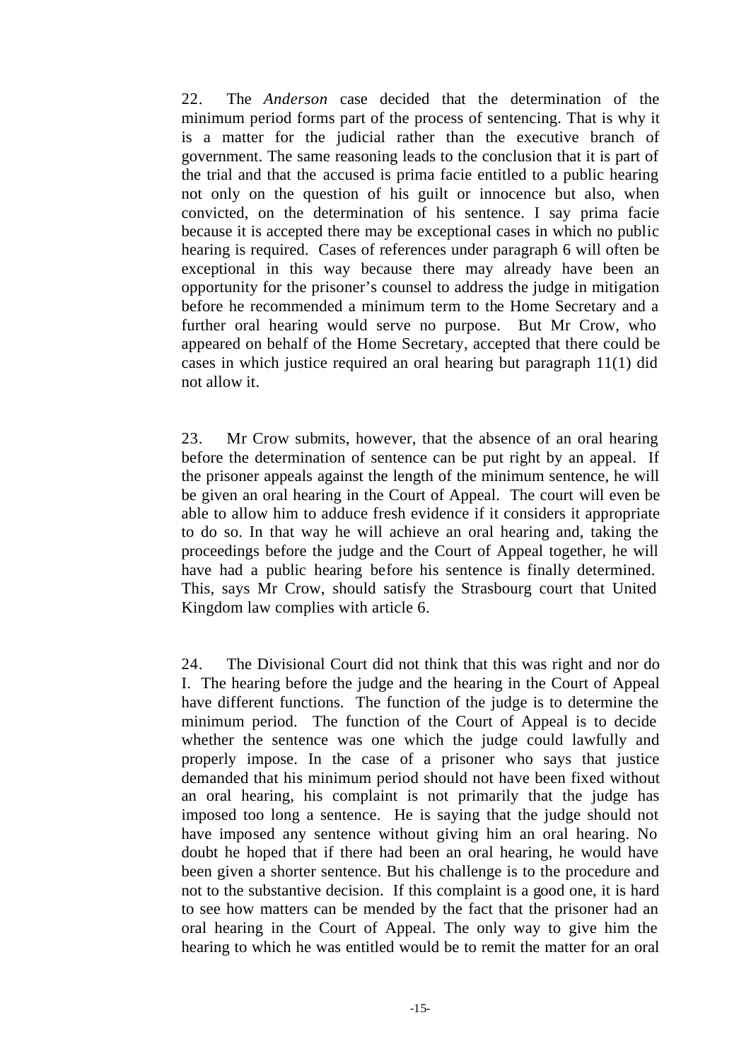22. The *Anderson* case decided that the determination of the minimum period forms part of the process of sentencing. That is why it is a matter for the judicial rather than the executive branch of government. The same reasoning leads to the conclusion that it is part of the trial and that the accused is prima facie entitled to a public hearing not only on the question of his guilt or innocence but also, when convicted, on the determination of his sentence. I say prima facie because it is accepted there may be exceptional cases in which no public hearing is required. Cases of references under paragraph 6 will often be exceptional in this way because there may already have been an opportunity for the prisoner's counsel to address the judge in mitigation before he recommended a minimum term to the Home Secretary and a further oral hearing would serve no purpose. But Mr Crow, who appeared on behalf of the Home Secretary, accepted that there could be cases in which justice required an oral hearing but paragraph 11(1) did not allow it.

23. Mr Crow submits, however, that the absence of an oral hearing before the determination of sentence can be put right by an appeal. If the prisoner appeals against the length of the minimum sentence, he will be given an oral hearing in the Court of Appeal. The court will even be able to allow him to adduce fresh evidence if it considers it appropriate to do so. In that way he will achieve an oral hearing and, taking the proceedings before the judge and the Court of Appeal together, he will have had a public hearing before his sentence is finally determined. This, says Mr Crow, should satisfy the Strasbourg court that United Kingdom law complies with article 6.

24. The Divisional Court did not think that this was right and nor do I. The hearing before the judge and the hearing in the Court of Appeal have different functions. The function of the judge is to determine the minimum period. The function of the Court of Appeal is to decide whether the sentence was one which the judge could lawfully and properly impose. In the case of a prisoner who says that justice demanded that his minimum period should not have been fixed without an oral hearing, his complaint is not primarily that the judge has imposed too long a sentence. He is saying that the judge should not have imposed any sentence without giving him an oral hearing. No doubt he hoped that if there had been an oral hearing, he would have been given a shorter sentence. But his challenge is to the procedure and not to the substantive decision. If this complaint is a good one, it is hard to see how matters can be mended by the fact that the prisoner had an oral hearing in the Court of Appeal. The only way to give him the hearing to which he was entitled would be to remit the matter for an oral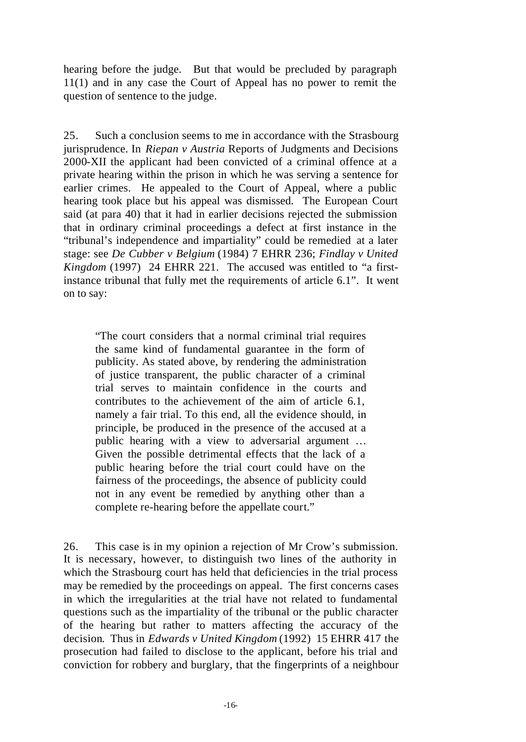hearing before the judge. But that would be precluded by paragraph 11(1) and in any case the Court of Appeal has no power to remit the question of sentence to the judge.

25. Such a conclusion seems to me in accordance with the Strasbourg jurisprudence. In *Riepan v Austria* Reports of Judgments and Decisions 2000-XII the applicant had been convicted of a criminal offence at a private hearing within the prison in which he was serving a sentence for earlier crimes. He appealed to the Court of Appeal, where a public hearing took place but his appeal was dismissed. The European Court said (at para 40) that it had in earlier decisions rejected the submission that in ordinary criminal proceedings a defect at first instance in the "tribunal's independence and impartiality" could be remedied at a later stage: see *De Cubber v Belgium* (1984) 7 EHRR 236; *Findlay v United Kingdom* (1997) 24 EHRR 221. The accused was entitled to "a first-instance tribunal that fully met the requirements of article 6.1". It went on to say:

> "The court considers that a normal criminal trial requires the same kind of fundamental guarantee in the form of publicity. As stated above, by rendering the administration of justice transparent, the public character of a criminal trial serves to maintain confidence in the courts and contributes to the achievement of the aim of article 6.1, namely a fair trial. To this end, all the evidence should, in principle, be produced in the presence of the accused at a public hearing with a view to adversarial argument … Given the possible detrimental effects that the lack of a public hearing before the trial court could have on the fairness of the proceedings, the absence of publicity could not in any event be remedied by anything other than a complete re-hearing before the appellate court."

26. This case is in my opinion a rejection of Mr Crow's submission. It is necessary, however, to distinguish two lines of the authority in which the Strasbourg court has held that deficiencies in the trial process may be remedied by the proceedings on appeal. The first concerns cases in which the irregularities at the trial have not related to fundamental questions such as the impartiality of the tribunal or the public character of the hearing but rather to matters affecting the accuracy of the decision. Thus in *Edwards v United Kingdom* (1992) 15 EHRR 417 the prosecution had failed to disclose to the applicant, before his trial and conviction for robbery and burglary, that the fingerprints of a neighbour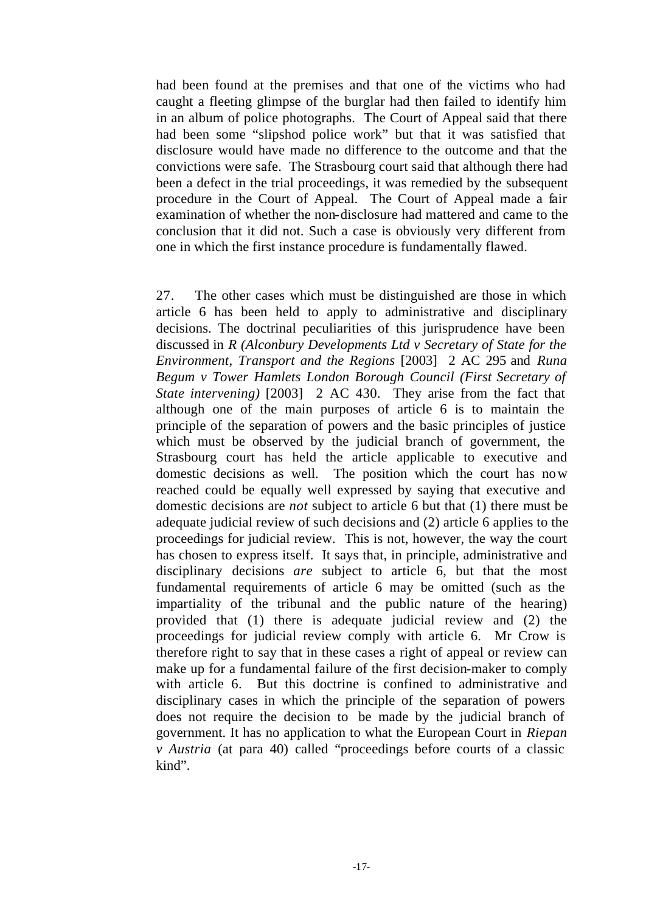had been found at the premises and that one of the victims who had caught a fleeting glimpse of the burglar had then failed to identify him in an album of police photographs. The Court of Appeal said that there had been some "slipshod police work" but that it was satisfied that disclosure would have made no difference to the outcome and that the convictions were safe. The Strasbourg court said that although there had been a defect in the trial proceedings, it was remedied by the subsequent procedure in the Court of Appeal. The Court of Appeal made a fair examination of whether the non-disclosure had mattered and came to the conclusion that it did not. Such a case is obviously very different from one in which the first instance procedure is fundamentally flawed.

27. The other cases which must be distinguished are those in which article 6 has been held to apply to administrative and disciplinary decisions. The doctrinal peculiarities of this jurisprudence have been discussed in *R (Alconbury Developments Ltd v Secretary of State for the Environment, Transport and the Regions* [2003] 2 AC 295 and *Runa Begum v Tower Hamlets London Borough Council (First Secretary of State intervening)* [2003] 2 AC 430. They arise from the fact that although one of the main purposes of article 6 is to maintain the principle of the separation of powers and the basic principles of justice which must be observed by the judicial branch of government, the Strasbourg court has held the article applicable to executive and domestic decisions as well. The position which the court has now reached could be equally well expressed by saying that executive and domestic decisions are *not* subject to article 6 but that (1) there must be adequate judicial review of such decisions and (2) article 6 applies to the proceedings for judicial review. This is not, however, the way the court has chosen to express itself. It says that, in principle, administrative and disciplinary decisions *are* subject to article 6, but that the most fundamental requirements of article 6 may be omitted (such as the impartiality of the tribunal and the public nature of the hearing) provided that (1) there is adequate judicial review and (2) the proceedings for judicial review comply with article 6. Mr Crow is therefore right to say that in these cases a right of appeal or review can make up for a fundamental failure of the first decision-maker to comply with article 6. But this doctrine is confined to administrative and disciplinary cases in which the principle of the separation of powers does not require the decision to be made by the judicial branch of government. It has no application to what the European Court in *Riepan v Austria* (at para 40) called "proceedings before courts of a classic kind".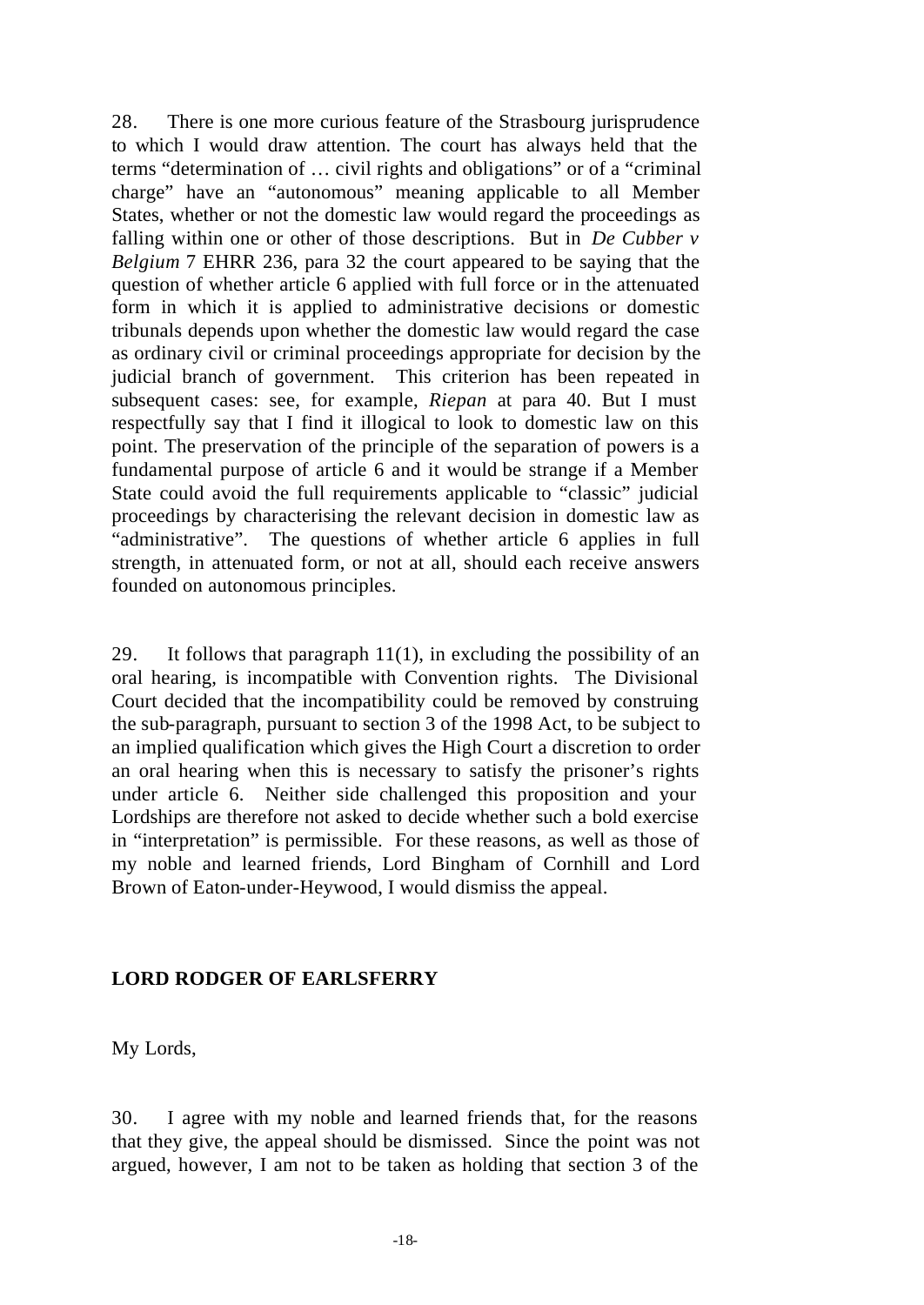28. There is one more curious feature of the Strasbourg jurisprudence to which I would draw attention. The court has always held that the terms "determination of … civil rights and obligations" or of a "criminal charge" have an "autonomous" meaning applicable to all Member States, whether or not the domestic law would regard the proceedings as falling within one or other of those descriptions. But in *De Cubber v Belgium* 7 EHRR 236, para 32 the court appeared to be saying that the question of whether article 6 applied with full force or in the attenuated form in which it is applied to administrative decisions or domestic tribunals depends upon whether the domestic law would regard the case as ordinary civil or criminal proceedings appropriate for decision by the judicial branch of government. This criterion has been repeated in subsequent cases: see, for example, *Riepan* at para 40. But I must respectfully say that I find it illogical to look to domestic law on this point. The preservation of the principle of the separation of powers is a fundamental purpose of article 6 and it would be strange if a Member State could avoid the full requirements applicable to "classic" judicial proceedings by characterising the relevant decision in domestic law as "administrative". The questions of whether article 6 applies in full strength, in attenuated form, or not at all, should each receive answers founded on autonomous principles.

29. It follows that paragraph 11(1), in excluding the possibility of an oral hearing, is incompatible with Convention rights. The Divisional Court decided that the incompatibility could be removed by construing the sub-paragraph, pursuant to section 3 of the 1998 Act, to be subject to an implied qualification which gives the High Court a discretion to order an oral hearing when this is necessary to satisfy the prisoner's rights under article 6. Neither side challenged this proposition and your Lordships are therefore not asked to decide whether such a bold exercise in "interpretation" is permissible. For these reasons, as well as those of my noble and learned friends, Lord Bingham of Cornhill and Lord Brown of Eaton-under-Heywood, I would dismiss the appeal.

**LORD RODGER OF EARLSFERRY**

My Lords,

30. I agree with my noble and learned friends that, for the reasons that they give, the appeal should be dismissed. Since the point was not argued, however, I am not to be taken as holding that section 3 of the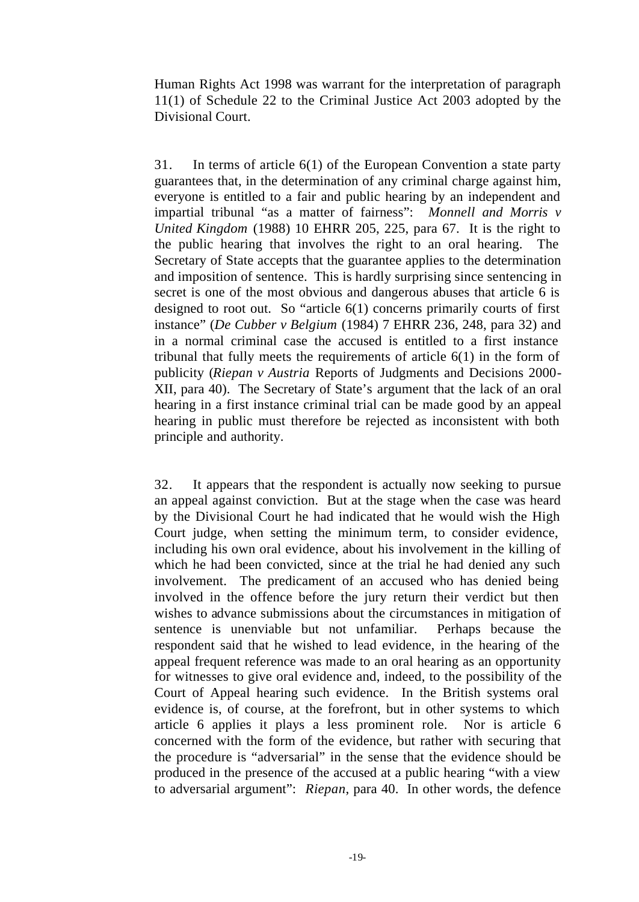Human Rights Act 1998 was warrant for the interpretation of paragraph 11(1) of Schedule 22 to the Criminal Justice Act 2003 adopted by the Divisional Court.

31. In terms of article 6(1) of the European Convention a state party guarantees that, in the determination of any criminal charge against him, everyone is entitled to a fair and public hearing by an independent and impartial tribunal "as a matter of fairness": *Monnell and Morris v United Kingdom* (1988) 10 EHRR 205, 225, para 67. It is the right to the public hearing that involves the right to an oral hearing. The Secretary of State accepts that the guarantee applies to the determination and imposition of sentence. This is hardly surprising since sentencing in secret is one of the most obvious and dangerous abuses that article 6 is designed to root out. So "article 6(1) concerns primarily courts of first instance" (*De Cubber v Belgium* (1984) 7 EHRR 236, 248, para 32) and in a normal criminal case the accused is entitled to a first instance tribunal that fully meets the requirements of article 6(1) in the form of publicity (*Riepan v Austria* Reports of Judgments and Decisions 2000-XII, para 40). The Secretary of State's argument that the lack of an oral hearing in a first instance criminal trial can be made good by an appeal hearing in public must therefore be rejected as inconsistent with both principle and authority.

32. It appears that the respondent is actually now seeking to pursue an appeal against conviction. But at the stage when the case was heard by the Divisional Court he had indicated that he would wish the High Court judge, when setting the minimum term, to consider evidence, including his own oral evidence, about his involvement in the killing of which he had been convicted, since at the trial he had denied any such involvement. The predicament of an accused who has denied being involved in the offence before the jury return their verdict but then wishes to advance submissions about the circumstances in mitigation of sentence is unenviable but not unfamiliar. Perhaps because the respondent said that he wished to lead evidence, in the hearing of the appeal frequent reference was made to an oral hearing as an opportunity for witnesses to give oral evidence and, indeed, to the possibility of the Court of Appeal hearing such evidence. In the British systems oral evidence is, of course, at the forefront, but in other systems to which article 6 applies it plays a less prominent role. Nor is article 6 concerned with the form of the evidence, but rather with securing that the procedure is "adversarial" in the sense that the evidence should be produced in the presence of the accused at a public hearing "with a view to adversarial argument": *Riepan*, para 40. In other words, the defence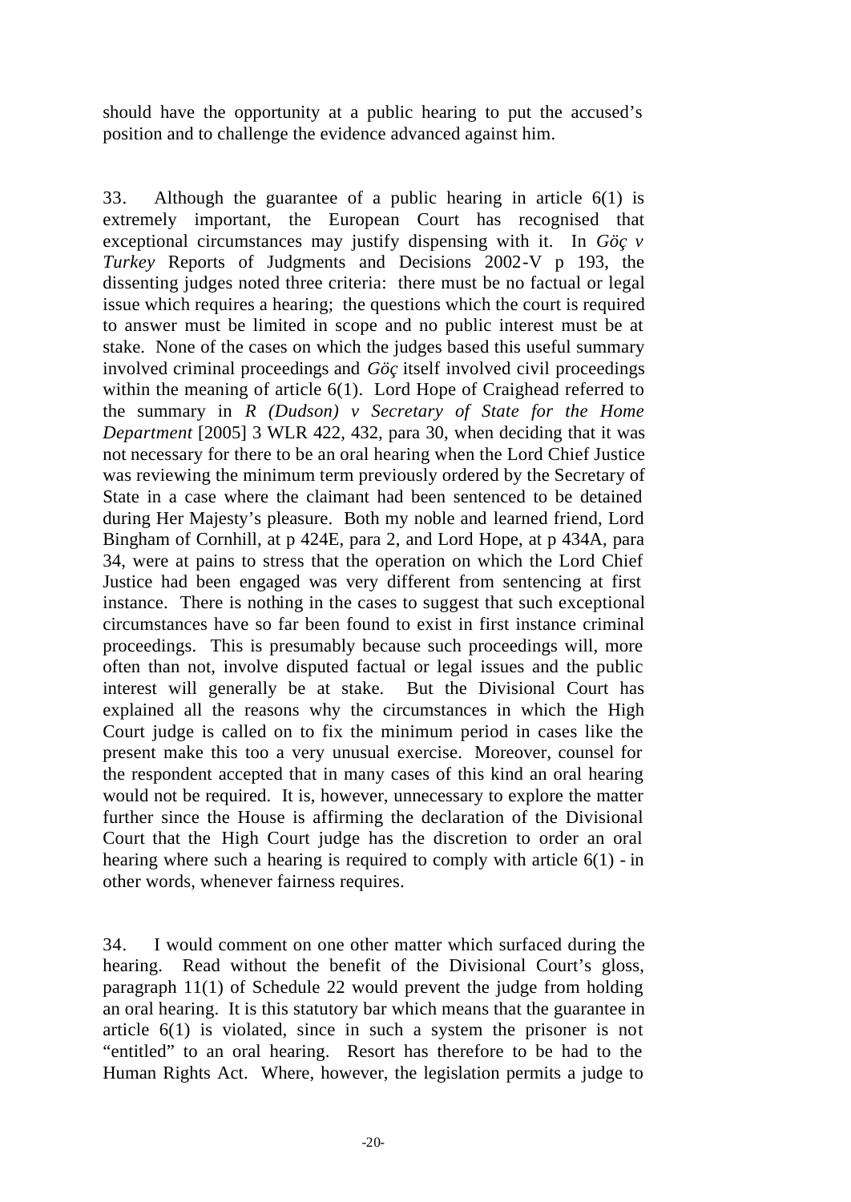should have the opportunity at a public hearing to put the accused's position and to challenge the evidence advanced against him.

33. Although the guarantee of a public hearing in article 6(1) is extremely important, the European Court has recognised that exceptional circumstances may justify dispensing with it. In *Göç v Turkey* Reports of Judgments and Decisions 2002-V p 193, the dissenting judges noted three criteria: there must be no factual or legal issue which requires a hearing; the questions which the court is required to answer must be limited in scope and no public interest must be at stake. None of the cases on which the judges based this useful summary involved criminal proceedings and *Göç* itself involved civil proceedings within the meaning of article 6(1). Lord Hope of Craighead referred to the summary in *R (Dudson) v Secretary of State for the Home Department* [2005] 3 WLR 422, 432, para 30, when deciding that it was not necessary for there to be an oral hearing when the Lord Chief Justice was reviewing the minimum term previously ordered by the Secretary of State in a case where the claimant had been sentenced to be detained during Her Majesty's pleasure. Both my noble and learned friend, Lord Bingham of Cornhill, at p 424E, para 2, and Lord Hope, at p 434A, para 34, were at pains to stress that the operation on which the Lord Chief Justice had been engaged was very different from sentencing at first instance. There is nothing in the cases to suggest that such exceptional circumstances have so far been found to exist in first instance criminal proceedings. This is presumably because such proceedings will, more often than not, involve disputed factual or legal issues and the public interest will generally be at stake. But the Divisional Court has explained all the reasons why the circumstances in which the High Court judge is called on to fix the minimum period in cases like the present make this too a very unusual exercise. Moreover, counsel for the respondent accepted that in many cases of this kind an oral hearing would not be required. It is, however, unnecessary to explore the matter further since the House is affirming the declaration of the Divisional Court that the High Court judge has the discretion to order an oral hearing where such a hearing is required to comply with article 6(1) - in other words, whenever fairness requires.

34. I would comment on one other matter which surfaced during the hearing. Read without the benefit of the Divisional Court's gloss, paragraph 11(1) of Schedule 22 would prevent the judge from holding an oral hearing. It is this statutory bar which means that the guarantee in article 6(1) is violated, since in such a system the prisoner is not "entitled" to an oral hearing. Resort has therefore to be had to the Human Rights Act. Where, however, the legislation permits a judge to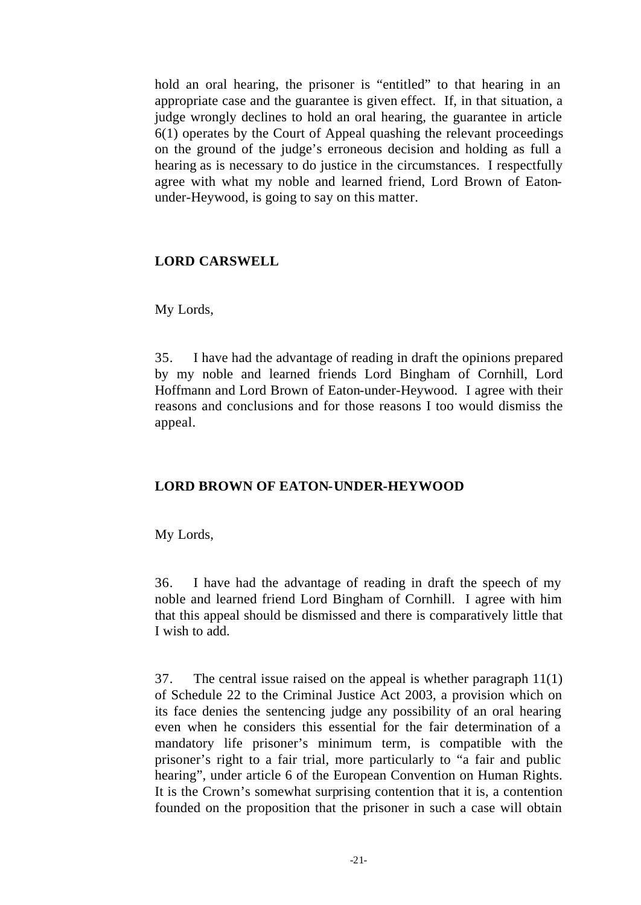hold an oral hearing, the prisoner is "entitled" to that hearing in an appropriate case and the guarantee is given effect. If, in that situation, a judge wrongly declines to hold an oral hearing, the guarantee in article 6(1) operates by the Court of Appeal quashing the relevant proceedings on the ground of the judge's erroneous decision and holding as full a hearing as is necessary to do justice in the circumstances. I respectfully agree with what my noble and learned friend, Lord Brown of Eaton-under-Heywood, is going to say on this matter.

## LORD CARSWELL

My Lords,

35. I have had the advantage of reading in draft the opinions prepared by my noble and learned friends Lord Bingham of Cornhill, Lord Hoffmann and Lord Brown of Eaton-under-Heywood. I agree with their reasons and conclusions and for those reasons I too would dismiss the appeal.

## LORD BROWN OF EATON-UNDER-HEYWOOD

My Lords,

36. I have had the advantage of reading in draft the speech of my noble and learned friend Lord Bingham of Cornhill. I agree with him that this appeal should be dismissed and there is comparatively little that I wish to add.

37. The central issue raised on the appeal is whether paragraph 11(1) of Schedule 22 to the Criminal Justice Act 2003, a provision which on its face denies the sentencing judge any possibility of an oral hearing even when he considers this essential for the fair determination of a mandatory life prisoner's minimum term, is compatible with the prisoner's right to a fair trial, more particularly to "a fair and public hearing", under article 6 of the European Convention on Human Rights. It is the Crown's somewhat surprising contention that it is, a contention founded on the proposition that the prisoner in such a case will obtain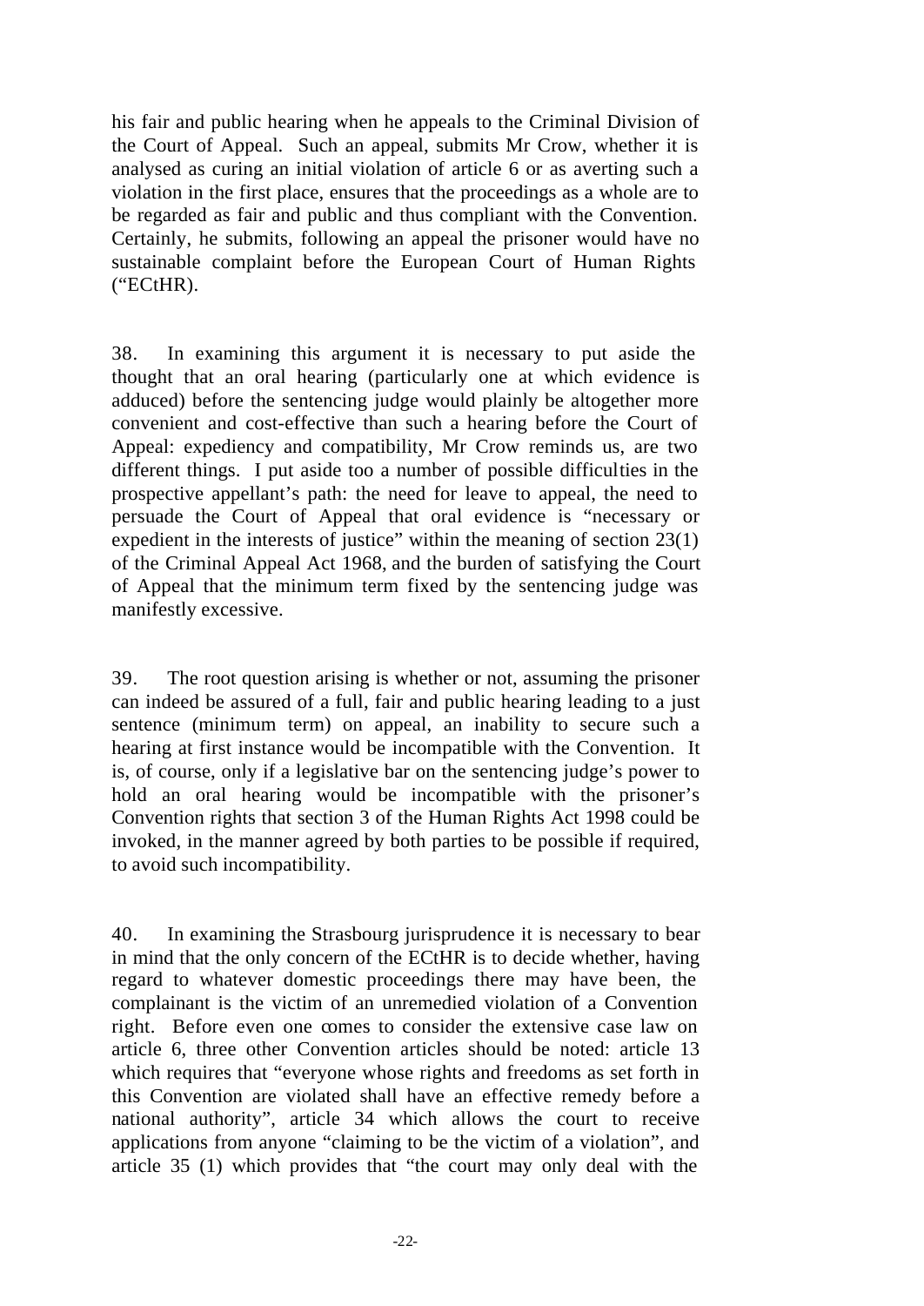his fair and public hearing when he appeals to the Criminal Division of the Court of Appeal. Such an appeal, submits Mr Crow, whether it is analysed as curing an initial violation of article 6 or as averting such a violation in the first place, ensures that the proceedings as a whole are to be regarded as fair and public and thus compliant with the Convention. Certainly, he submits, following an appeal the prisoner would have no sustainable complaint before the European Court of Human Rights ("ECtHR).

38. In examining this argument it is necessary to put aside the thought that an oral hearing (particularly one at which evidence is adduced) before the sentencing judge would plainly be altogether more convenient and cost-effective than such a hearing before the Court of Appeal: expediency and compatibility, Mr Crow reminds us, are two different things. I put aside too a number of possible difficulties in the prospective appellant's path: the need for leave to appeal, the need to persuade the Court of Appeal that oral evidence is "necessary or expedient in the interests of justice" within the meaning of section 23(1) of the Criminal Appeal Act 1968, and the burden of satisfying the Court of Appeal that the minimum term fixed by the sentencing judge was manifestly excessive.

39. The root question arising is whether or not, assuming the prisoner can indeed be assured of a full, fair and public hearing leading to a just sentence (minimum term) on appeal, an inability to secure such a hearing at first instance would be incompatible with the Convention. It is, of course, only if a legislative bar on the sentencing judge's power to hold an oral hearing would be incompatible with the prisoner's Convention rights that section 3 of the Human Rights Act 1998 could be invoked, in the manner agreed by both parties to be possible if required, to avoid such incompatibility.

40. In examining the Strasbourg jurisprudence it is necessary to bear in mind that the only concern of the ECtHR is to decide whether, having regard to whatever domestic proceedings there may have been, the complainant is the victim of an unremedied violation of a Convention right. Before even one comes to consider the extensive case law on article 6, three other Convention articles should be noted: article 13 which requires that "everyone whose rights and freedoms as set forth in this Convention are violated shall have an effective remedy before a national authority", article 34 which allows the court to receive applications from anyone "claiming to be the victim of a violation", and article 35 (1) which provides that "the court may only deal with the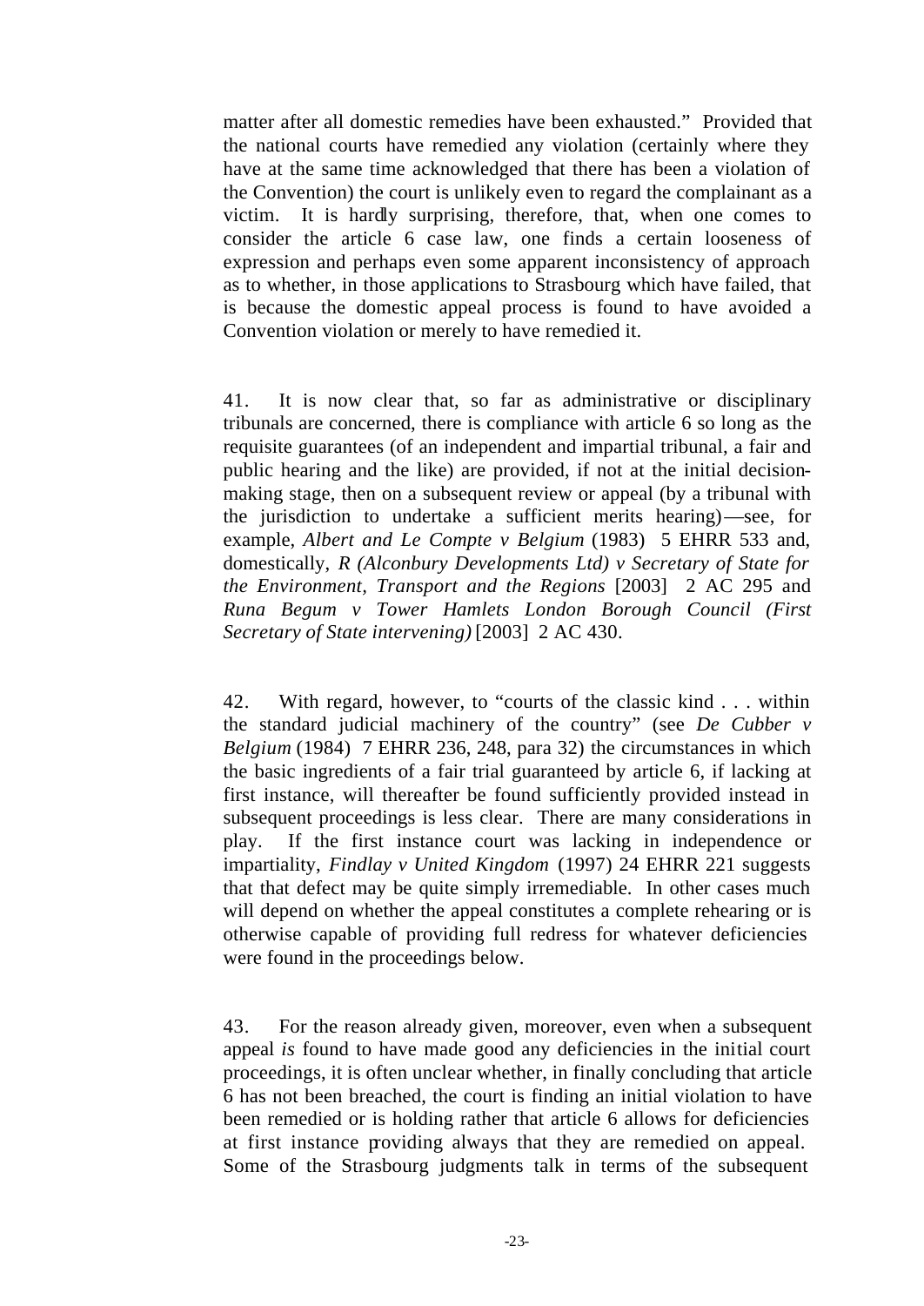matter after all domestic remedies have been exhausted." Provided that the national courts have remedied any violation (certainly where they have at the same time acknowledged that there has been a violation of the Convention) the court is unlikely even to regard the complainant as a victim. It is hardly surprising, therefore, that, when one comes to consider the article 6 case law, one finds a certain looseness of expression and perhaps even some apparent inconsistency of approach as to whether, in those applications to Strasbourg which have failed, that is because the domestic appeal process is found to have avoided a Convention violation or merely to have remedied it.

41. It is now clear that, so far as administrative or disciplinary tribunals are concerned, there is compliance with article 6 so long as the requisite guarantees (of an independent and impartial tribunal, a fair and public hearing and the like) are provided, if not at the initial decision-making stage, then on a subsequent review or appeal (by a tribunal with the jurisdiction to undertake a sufficient merits hearing)—see, for example, *Albert and Le Compte v Belgium* (1983) 5 EHRR 533 and, domestically, *R (Alconbury Developments Ltd) v Secretary of State for the Environment, Transport and the Regions* [2003] 2 AC 295 and *Runa Begum v Tower Hamlets London Borough Council (First Secretary of State intervening)* [2003] 2 AC 430.

42. With regard, however, to "courts of the classic kind . . . within the standard judicial machinery of the country" (see *De Cubber v Belgium* (1984) 7 EHRR 236, 248, para 32) the circumstances in which the basic ingredients of a fair trial guaranteed by article 6, if lacking at first instance, will thereafter be found sufficiently provided instead in subsequent proceedings is less clear. There are many considerations in play. If the first instance court was lacking in independence or impartiality, *Findlay v United Kingdom* (1997) 24 EHRR 221 suggests that that defect may be quite simply irremediable. In other cases much will depend on whether the appeal constitutes a complete rehearing or is otherwise capable of providing full redress for whatever deficiencies were found in the proceedings below.

43. For the reason already given, moreover, even when a subsequent appeal *is* found to have made good any deficiencies in the initial court proceedings, it is often unclear whether, in finally concluding that article 6 has not been breached, the court is finding an initial violation to have been remedied or is holding rather that article 6 allows for deficiencies at first instance providing always that they are remedied on appeal. Some of the Strasbourg judgments talk in terms of the subsequent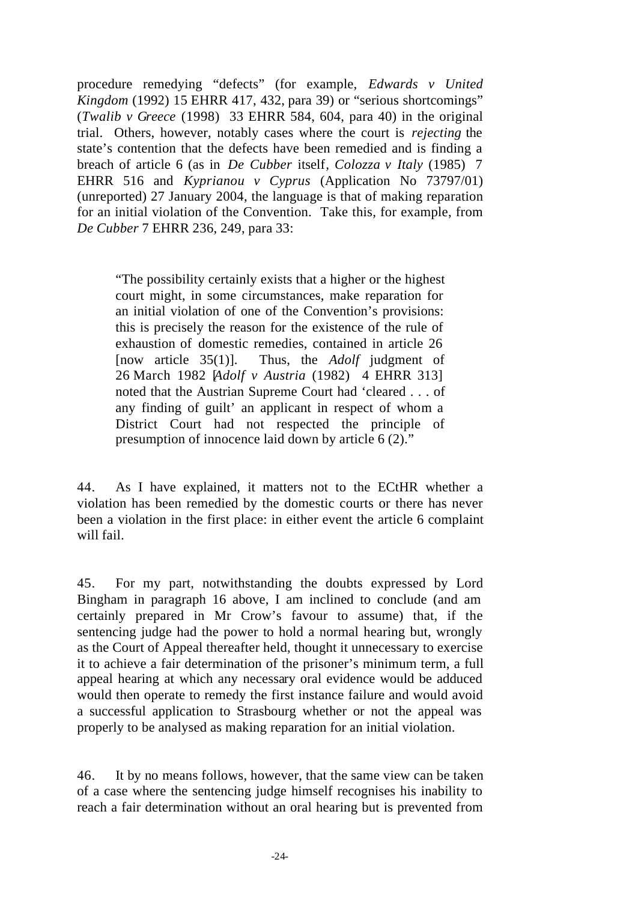procedure remedying "defects" (for example, *Edwards v United Kingdom* (1992) 15 EHRR 417, 432, para 39) or "serious shortcomings" (*Twalib v Greece* (1998) 33 EHRR 584, 604, para 40) in the original trial. Others, however, notably cases where the court is *rejecting* the state's contention that the defects have been remedied and is finding a breach of article 6 (as in *De Cubber* itself, *Colozza v Italy* (1985) 7 EHRR 516 and *Kyprianou v Cyprus* (Application No 73797/01) (unreported) 27 January 2004, the language is that of making reparation for an initial violation of the Convention. Take this, for example, from *De Cubber* 7 EHRR 236, 249, para 33:

> "The possibility certainly exists that a higher or the highest court might, in some circumstances, make reparation for an initial violation of one of the Convention's provisions: this is precisely the reason for the existence of the rule of exhaustion of domestic remedies, contained in article 26 [now article 35(1)]. Thus, the *Adolf* judgment of 26 March 1982 [*Adolf v Austria* (1982) 4 EHRR 313] noted that the Austrian Supreme Court had 'cleared . . . of any finding of guilt' an applicant in respect of whom a District Court had not respected the principle of presumption of innocence laid down by article 6 (2)."

44. As I have explained, it matters not to the ECtHR whether a violation has been remedied by the domestic courts or there has never been a violation in the first place: in either event the article 6 complaint will fail.

45. For my part, notwithstanding the doubts expressed by Lord Bingham in paragraph 16 above, I am inclined to conclude (and am certainly prepared in Mr Crow's favour to assume) that, if the sentencing judge had the power to hold a normal hearing but, wrongly as the Court of Appeal thereafter held, thought it unnecessary to exercise it to achieve a fair determination of the prisoner's minimum term, a full appeal hearing at which any necessary oral evidence would be adduced would then operate to remedy the first instance failure and would avoid a successful application to Strasbourg whether or not the appeal was properly to be analysed as making reparation for an initial violation.

46. It by no means follows, however, that the same view can be taken of a case where the sentencing judge himself recognises his inability to reach a fair determination without an oral hearing but is prevented from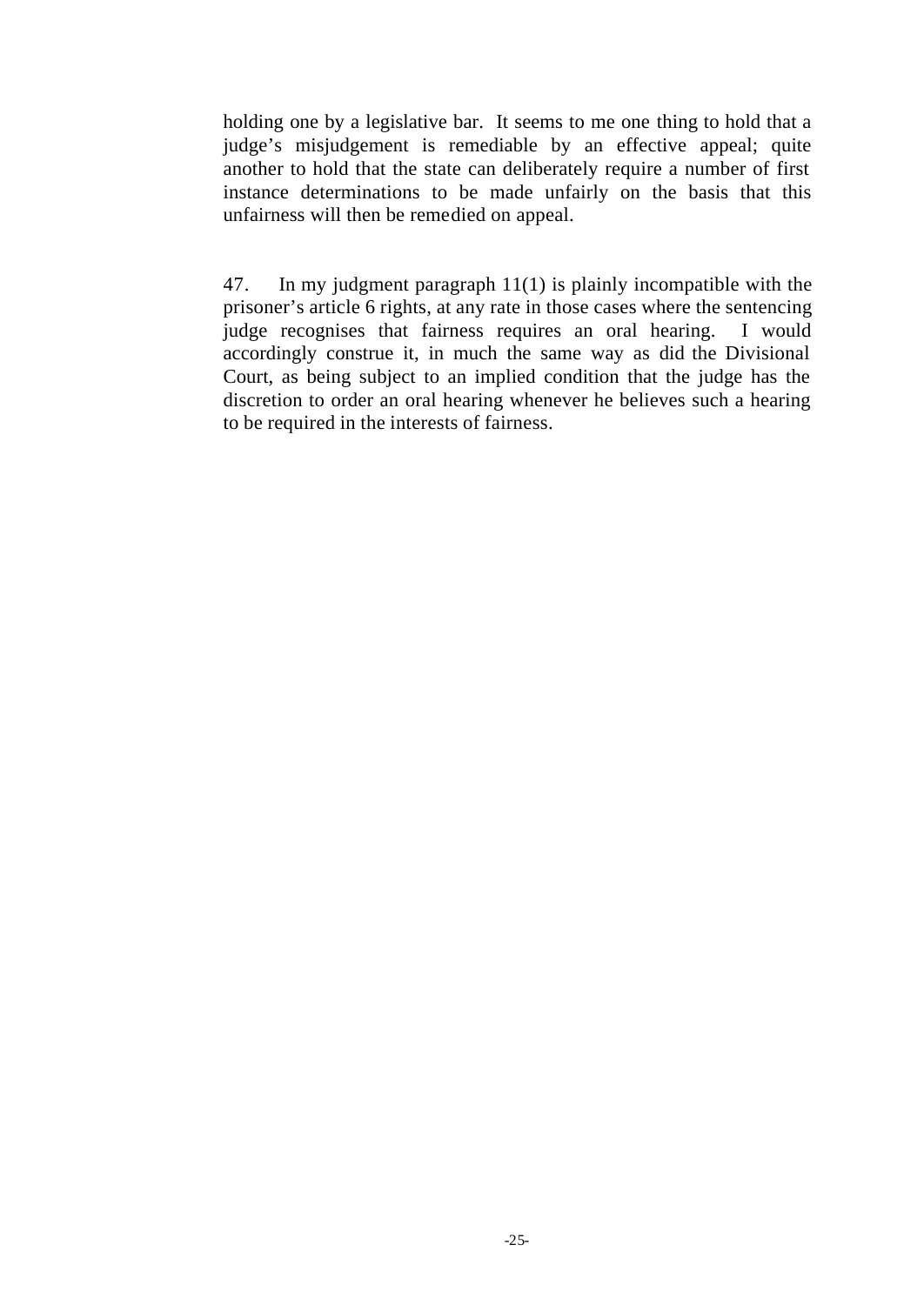holding one by a legislative bar. It seems to me one thing to hold that a judge's misjudgement is remediable by an effective appeal; quite another to hold that the state can deliberately require a number of first instance determinations to be made unfairly on the basis that this unfairness will then be remedied on appeal.

47. In my judgment paragraph 11(1) is plainly incompatible with the prisoner's article 6 rights, at any rate in those cases where the sentencing judge recognises that fairness requires an oral hearing. I would accordingly construe it, in much the same way as did the Divisional Court, as being subject to an implied condition that the judge has the discretion to order an oral hearing whenever he believes such a hearing to be required in the interests of fairness.